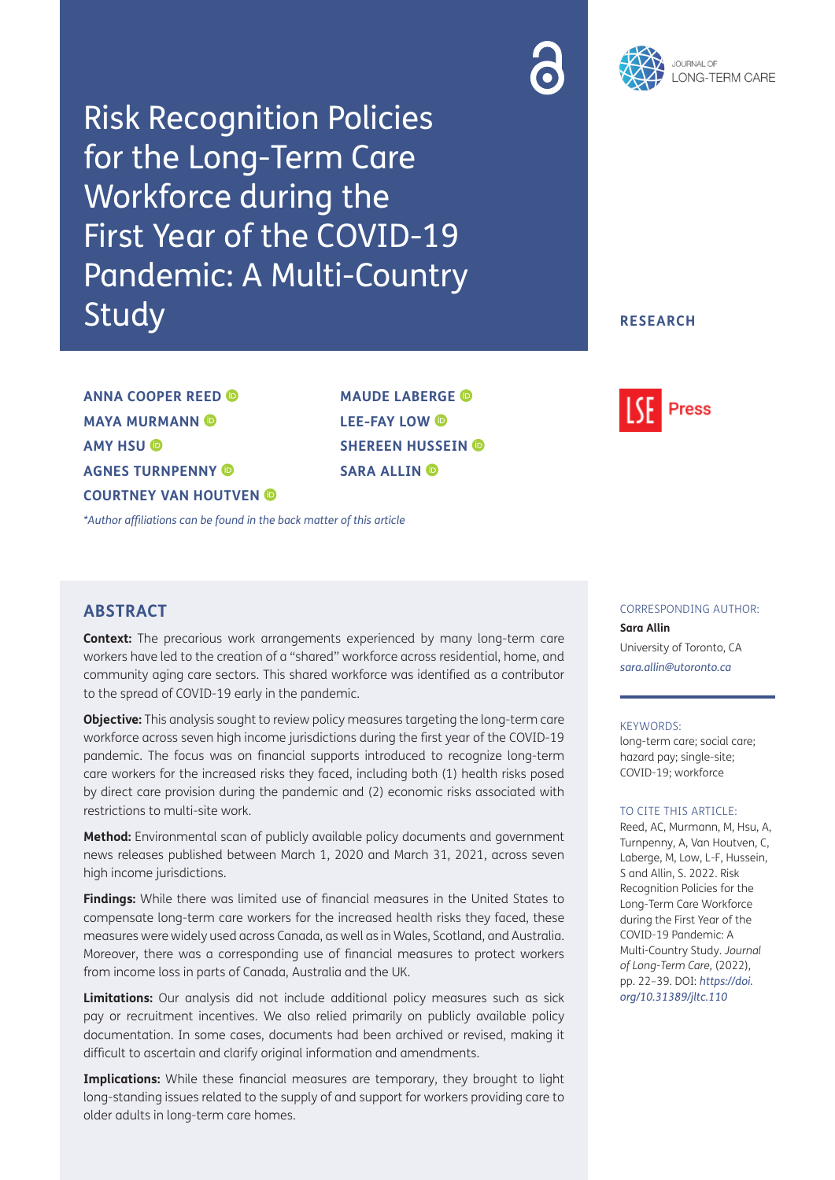# Risk Recognition Policies for the Long-Term Care Workforce during the First Year of the COVID-19 Pandemic: A Multi-Country Study

RESEARCH

**ANNA COOPER REED**
**MAYA MURMANN**
**AMY HSU**
**AGNES TURNPENNY**
**COURTNEY VAN HOUTVEN**
**MAUDE LABERGE**
**LEE-FAY LOW**
**SHEREEN HUSSEIN**
**SARA ALLIN**

*Author affiliations can be found in the back matter of this article*

## ABSTRACT

**Context:** The precarious work arrangements experienced by many long-term care workers have led to the creation of a "shared" workforce across residential, home, and community aging care sectors. This shared workforce was identified as a contributor to the spread of COVID-19 early in the pandemic.

**Objective:** This analysis sought to review policy measures targeting the long-term care workforce across seven high income jurisdictions during the first year of the COVID-19 pandemic. The focus was on financial supports introduced to recognize long-term care workers for the increased risks they faced, including both (1) health risks posed by direct care provision during the pandemic and (2) economic risks associated with restrictions to multi-site work.

**Method:** Environmental scan of publicly available policy documents and government news releases published between March 1, 2020 and March 31, 2021, across seven high income jurisdictions.

**Findings:** While there was limited use of financial measures in the United States to compensate long-term care workers for the increased health risks they faced, these measures were widely used across Canada, as well as in Wales, Scotland, and Australia. Moreover, there was a corresponding use of financial measures to protect workers from income loss in parts of Canada, Australia and the UK.

**Limitations:** Our analysis did not include additional policy measures such as sick pay or recruitment incentives. We also relied primarily on publicly available policy documentation. In some cases, documents had been archived or revised, making it difficult to ascertain and clarify original information and amendments.

**Implications:** While these financial measures are temporary, they brought to light long-standing issues related to the supply of and support for workers providing care to older adults in long-term care homes.

CORRESPONDING AUTHOR:

**Sara Allin**

University of Toronto, CA

*sara.allin@utoronto.ca*

KEYWORDS:

long-term care; social care; hazard pay; single-site; COVID-19; workforce

TO CITE THIS ARTICLE:

Reed, AC, Murmann, M, Hsu, A, Turnpenny, A, Van Houtven, C, Laberge, M, Low, L-F, Hussein, S and Allin, S. 2022. Risk Recognition Policies for the Long-Term Care Workforce during the First Year of the COVID-19 Pandemic: A Multi-Country Study. *Journal of Long-Term Care,* (2022), pp. 22–39. DOI: *https://doi.org/10.31389/jltc.110*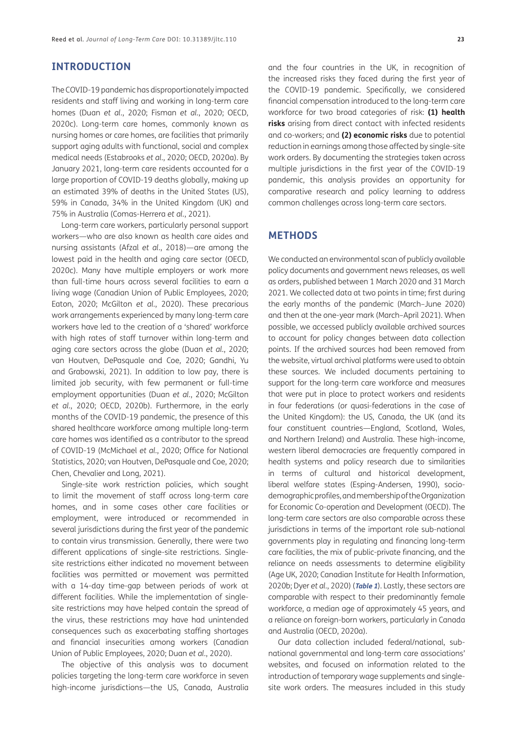## INTRODUCTION

The COVID-19 pandemic has disproportionately impacted residents and staff living and working in long-term care homes (Duan *et al*., 2020; Fisman *et al*., 2020; OECD, 2020c). Long-term care homes, commonly known as nursing homes or care homes, are facilities that primarily support aging adults with functional, social and complex medical needs (Estabrooks *et al*., 2020; OECD, 2020a). By January 2021, long-term care residents accounted for a large proportion of COVID-19 deaths globally, making up an estimated 39% of deaths in the United States (US), 59% in Canada, 34% in the United Kingdom (UK) and 75% in Australia (Comas-Herrera *et al*., 2021).

Long-term care workers, particularly personal support workers—who are also known as health care aides and nursing assistants (Afzal *et al*., 2018)—are among the lowest paid in the health and aging care sector (OECD, 2020c). Many have multiple employers or work more than full-time hours across several facilities to earn a living wage (Canadian Union of Public Employees, 2020; Eaton, 2020; McGilton *et al*., 2020). These precarious work arrangements experienced by many long-term care workers have led to the creation of a 'shared' workforce with high rates of staff turnover within long-term and aging care sectors across the globe (Duan *et al*., 2020; van Houtven, DePasquale and Coe, 2020; Gandhi, Yu and Grabowski, 2021). In addition to low pay, there is limited job security, with few permanent or full-time employment opportunities (Duan *et al*., 2020; McGilton *et al*., 2020; OECD, 2020b). Furthermore, in the early months of the COVID-19 pandemic, the presence of this shared healthcare workforce among multiple long-term care homes was identified as a contributor to the spread of COVID-19 (McMichael *et al*., 2020; Office for National Statistics, 2020; van Houtven, DePasquale and Coe, 2020; Chen, Chevalier and Long, 2021).

Single-site work restriction policies, which sought to limit the movement of staff across long-term care homes, and in some cases other care facilities or employment, were introduced or recommended in several jurisdictions during the first year of the pandemic to contain virus transmission. Generally, there were two different applications of single-site restrictions. Single-site restrictions either indicated no movement between facilities was permitted or movement was permitted with a 14-day time-gap between periods of work at different facilities. While the implementation of single-site restrictions may have helped contain the spread of the virus, these restrictions may have had unintended consequences such as exacerbating staffing shortages and financial insecurities among workers (Canadian Union of Public Employees, 2020; Duan *et al*., 2020).

The objective of this analysis was to document policies targeting the long-term care workforce in seven high-income jurisdictions—the US, Canada, Australia and the four countries in the UK, in recognition of the increased risks they faced during the first year of the COVID-19 pandemic. Specifically, we considered financial compensation introduced to the long-term care workforce for two broad categories of risk: **(1) health risks** arising from direct contact with infected residents and co-workers; and **(2) economic risks** due to potential reduction in earnings among those affected by single-site work orders. By documenting the strategies taken across multiple jurisdictions in the first year of the COVID-19 pandemic, this analysis provides an opportunity for comparative research and policy learning to address common challenges across long-term care sectors.

## METHODS

We conducted an environmental scan of publicly available policy documents and government news releases, as well as orders, published between 1 March 2020 and 31 March 2021. We collected data at two points in time; first during the early months of the pandemic (March–June 2020) and then at the one-year mark (March–April 2021). When possible, we accessed publicly available archived sources to account for policy changes between data collection points. If the archived sources had been removed from the website, virtual archival platforms were used to obtain these sources. We included documents pertaining to support for the long-term care workforce and measures that were put in place to protect workers and residents in four federations (or quasi-federations in the case of the United Kingdom): the US, Canada, the UK (and its four constituent countries—England, Scotland, Wales, and Northern Ireland) and Australia. These high-income, western liberal democracies are frequently compared in health systems and policy research due to similarities in terms of cultural and historical development, liberal welfare states (Esping-Andersen, 1990), socio-demographic profiles, and membership of the Organization for Economic Co-operation and Development (OECD). The long-term care sectors are also comparable across these jurisdictions in terms of the important role sub-national governments play in regulating and financing long-term care facilities, the mix of public-private financing, and the reliance on needs assessments to determine eligibility (Age UK, 2020; Canadian Institute for Health Information, 2020b; Dyer *et al*., 2020) (***Table 1***). Lastly, these sectors are comparable with respect to their predominantly female workforce, a median age of approximately 45 years, and a reliance on foreign-born workers, particularly in Canada and Australia (OECD, 2020a).

Our data collection included federal/national, sub-national governmental and long-term care associations' websites, and focused on information related to the introduction of temporary wage supplements and single-site work orders. The measures included in this study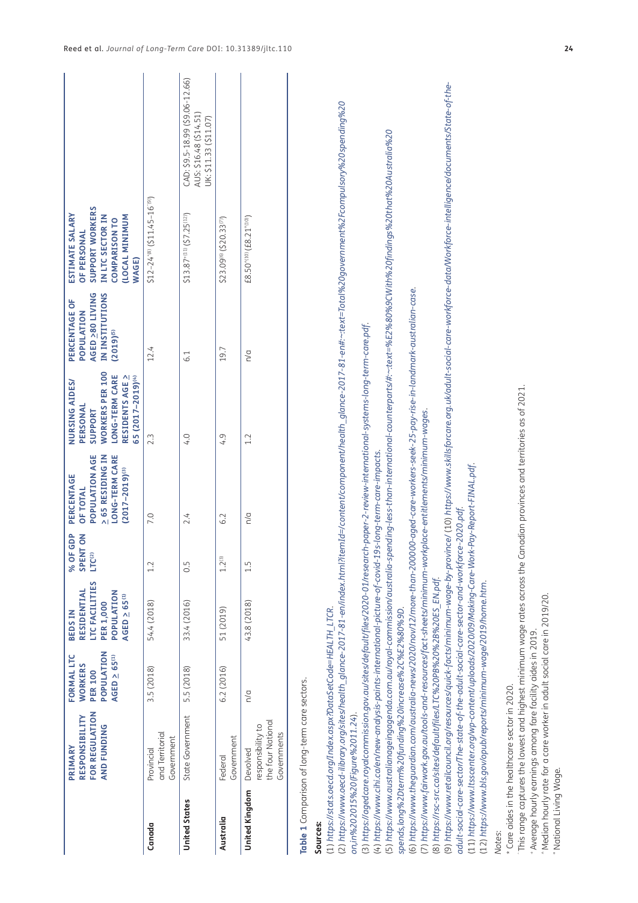| | PRIMARY RESPONSIBILITY FOR REGULATION AND FUNDING | FORMAL LTC WORKERS PER 100 POPULATION AGED ≥ 65[1] | BEDS IN RESIDENTIAL LTC FACILITIES PER 1,000 POPULATION AGED ≥ 65[1] | % OF GDP SPENT ON LTC[2] | PERCENTAGE OF TOTAL POPULATION AGE ≥ 65 RESIDING IN LONG-TERM CARE (2017–2019)[3] | NURSING AIDES/ PERSONAL SUPPORT WORKERS PER 100 LONG-TERM CARE RESIDENTS AGE ≥ 65 (2017–2019)[4] | PERCENTAGE OF POPULATION AGED ≥80 LIVING IN INSTITUTIONS (2019)[5] | ESTIMATE SALARY OF PERSONAL SUPPORT WORKERS IN LTC SECTOR IN COMPARISON TO (LOCAL MINIMUM WAGE) |
|---|---|---|---|---|---|---|---|---|
| Canada | Provincial and Territorial Government | 3.5 (2018) | 54.4 (2018) | 1.2 | 7.0 | 2.3 | 12.4 | $12–24*[8] ($11.45–16†[9]) |
| United States | State Government | 5.5 (2018) | 33.4 (2016) | 0.5 | 2.4 | 4.0 | 6.1 | $13.87+[11] ($7.25[12]) |
| Australia | Federal Government | 6.2 (2016) | 51 (2019) | 1.2[3] | 6.2 | 4.9 | 19.7 | $23.09[6] ($20.33[7]) |
| United Kingdom | Devolved responsibility to the four National Governments | n/a | 43.8 (2018) | 1.5 | n/a | 1.2 | n/a | £8.50^[10] (£8.21ª[10]) |

CAD: $9.5–18.99 ($9.06–12.66)
AUS: $16.48 ($14.51)
UK: $11.33 ($11.07)

**Table 1** Comparison of long-term care sectors.

**Sources:**

(1) *https://stats.oecd.org/Index.aspx?DataSetCode=HEALTH_LTCR.*
(2) *https://www.oecd-ilibrary.org/sites/health_glance-2017-81-en/index.html?itemId=/content/component/health_glance-2017-81-en#:~:text=Total%20government%2Fcompulsory%20spending%20on,in%202015%20(Figure%2011.24).*
(3) *https://agedcare.royalcommission.gov.au/sites/default/files/2020-01/research-paper-2-review-international-systems-long-term-care.pdf.*
(4) *https://www.cihi.ca/en/new-analysis-paints-international-picture-of-covid-19s-long-term-care-impacts.*
(5) *https://www.australianageingagenda.com.au/royal-commission/australia-spending-less-than-international-counterparts/#:~:text=%E2%80%9CWith%20findings%20that%20Australia%20spends,long%2Dterm%20funding%20increase%2C%E2%80%9D.*
(6) *https://www.theguardian.com/australia-news/2020/nov/12/more-than-200000-aged-care-workers-seek-25-pay-rise-in-landmark-australian-case.*
(7) *https://www.fairwork.gov.au/tools-and-resources/fact-sheets/minimum-workplace-entitlements/minimum-wages.*
(8) *https://rsc-src.ca/sites/default/files/LTC%20PB%20%2B%20ES_EN.pdf.*
(9) *https://www.retailcouncil.org/resources/quick-facts/minimum-wage-by-province/* (10) *https://www.skillsforcare.org.uk/adult-social-care-workforce-data/Workforce-intelligence/documents/State-of-the-adult-social-care-sector/The-state-of-the-adult-social-care-sector-and-workforce-2020.pdf.*
(11) *https://www.ltsscenter.org/wp-content/uploads/2020/09/Making-Care-Work-Pay-Report-FINAL.pdf.*
(12) *https://www.bls.gov/opub/reports/minimum-wage/2019/home.htm.*

Notes:

\* Care aides in the healthcare sector in 2020.
† This range captures the lowest and highest minimum wage rates across the Canadian provinces and territories as of 2021.
\+ Average hourly earnings among fare facility aides in 2019.
^ Median hourly rate for a care worker in adult social care in 2019/20.
ª National Living Wage.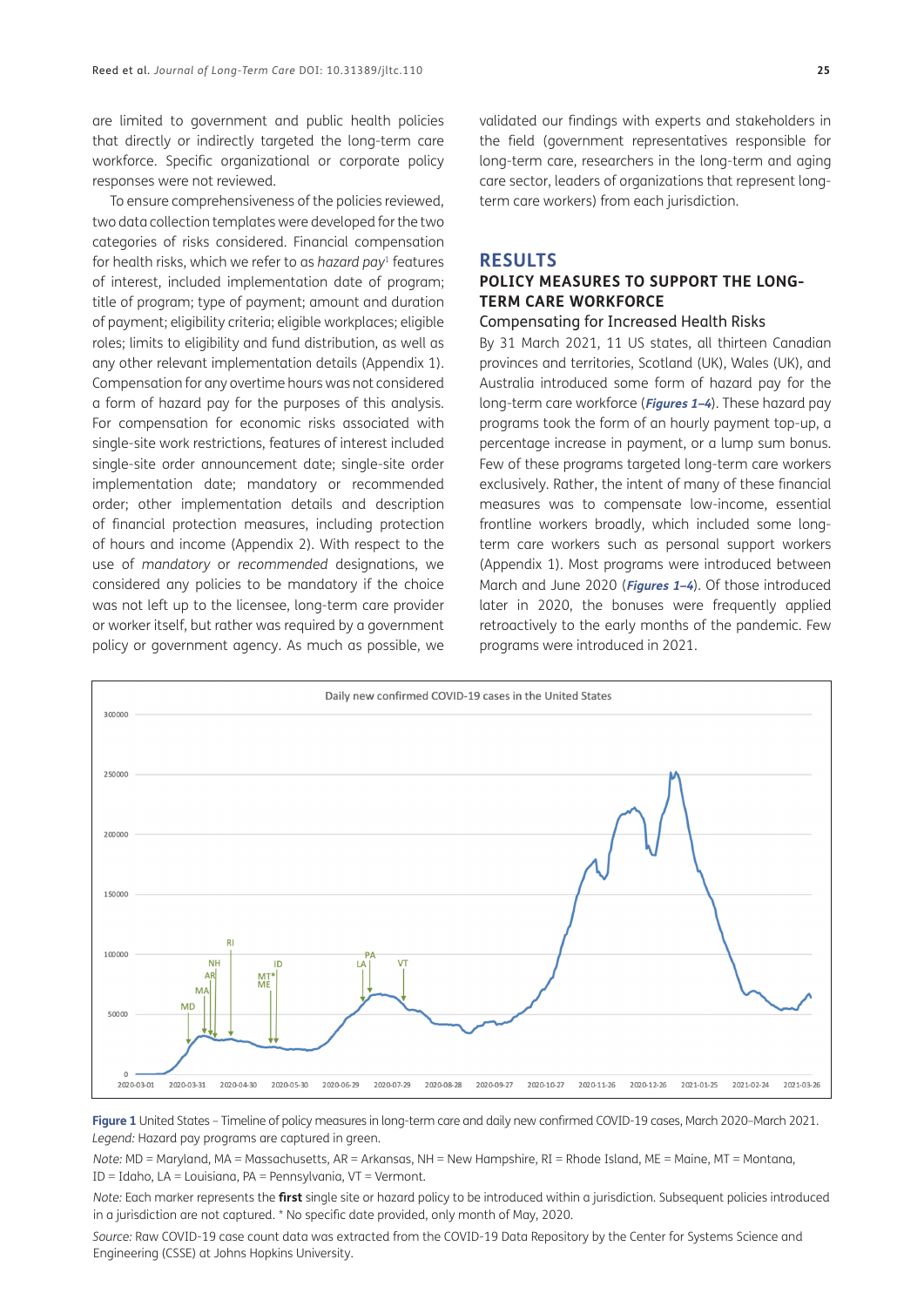are limited to government and public health policies that directly or indirectly targeted the long-term care workforce. Specific organizational or corporate policy responses were not reviewed.

To ensure comprehensiveness of the policies reviewed, two data collection templates were developed for the two categories of risks considered. Financial compensation for health risks, which we refer to as *hazard pay*[1] features of interest, included implementation date of program; title of program; type of payment; amount and duration of payment; eligibility criteria; eligible workplaces; eligible roles; limits to eligibility and fund distribution, as well as any other relevant implementation details (Appendix 1). Compensation for any overtime hours was not considered a form of hazard pay for the purposes of this analysis. For compensation for economic risks associated with single-site work restrictions, features of interest included single-site order announcement date; single-site order implementation date; mandatory or recommended order; other implementation details and description of financial protection measures, including protection of hours and income (Appendix 2). With respect to the use of *mandatory* or *recommended* designations, we considered any policies to be mandatory if the choice was not left up to the licensee, long-term care provider or worker itself, but rather was required by a government policy or government agency. As much as possible, we validated our findings with experts and stakeholders in the field (government representatives responsible for long-term care, researchers in the long-term and aging care sector, leaders of organizations that represent long-term care workers) from each jurisdiction.

# RESULTS

## POLICY MEASURES TO SUPPORT THE LONG-TERM CARE WORKFORCE

### Compensating for Increased Health Risks

By 31 March 2021, 11 US states, all thirteen Canadian provinces and territories, Scotland (UK), Wales (UK), and Australia introduced some form of hazard pay for the long-term care workforce (***Figures 1–4***). These hazard pay programs took the form of an hourly payment top-up, a percentage increase in payment, or a lump sum bonus. Few of these programs targeted long-term care workers exclusively. Rather, the intent of many of these financial measures was to compensate low-income, essential frontline workers broadly, which included some long-term care workers such as personal support workers (Appendix 1). Most programs were introduced between March and June 2020 (***Figures 1–4***). Of those introduced later in 2020, the bonuses were frequently applied retroactively to the early months of the pandemic. Few programs were introduced in 2021.

**Figure 1** United States – Timeline of policy measures in long-term care and daily new confirmed COVID-19 cases, March 2020–March 2021. *Legend:* Hazard pay programs are captured in green.

*Note:* MD = Maryland, MA = Massachusetts, AR = Arkansas, NH = New Hampshire, RI = Rhode Island, ME = Maine, MT = Montana, ID = Idaho, LA = Louisiana, PA = Pennsylvania, VT = Vermont.

*Note:* Each marker represents the **first** single site or hazard policy to be introduced within a jurisdiction. Subsequent policies introduced in a jurisdiction are not captured. * No specific date provided, only month of May, 2020.

*Source:* Raw COVID-19 case count data was extracted from the COVID-19 Data Repository by the Center for Systems Science and Engineering (CSSE) at Johns Hopkins University.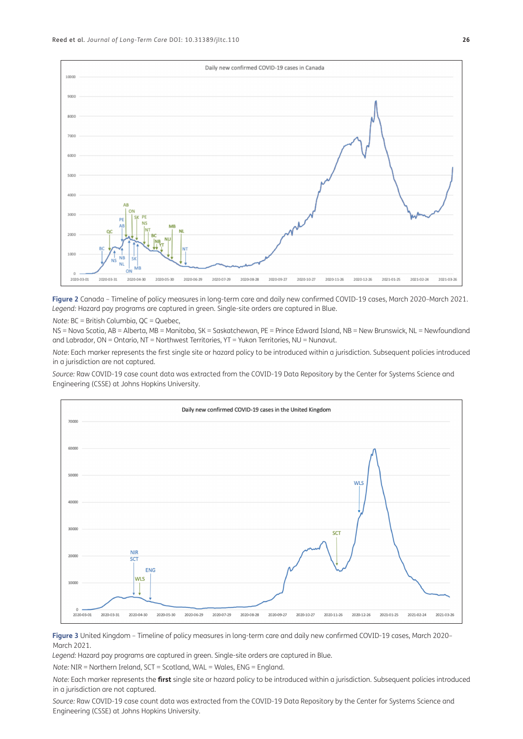**Figure 2** Canada – Timeline of policy measures in long-term care and daily new confirmed COVID-19 cases, March 2020–March 2021.
*Legend:* Hazard pay programs are captured in green. Single-site orders are captured in Blue.

*Note:* BC = British Columbia, QC = Quebec,
NS = Nova Scotia, AB = Alberta, MB = Manitoba, SK = Saskatchewan, PE = Prince Edward Island, NB = New Brunswick, NL = Newfoundland and Labrador, ON = Ontario, NT = Northwest Territories, YT = Yukon Territories, NU = Nunavut.

*Note:* Each marker represents the first single site or hazard policy to be introduced within a jurisdiction. Subsequent policies introduced in a jurisdiction are not captured.

*Source:* Raw COVID-19 case count data was extracted from the COVID-19 Data Repository by the Center for Systems Science and Engineering (CSSE) at Johns Hopkins University.

**Figure 3** United Kingdom – Timeline of policy measures in long-term care and daily new confirmed COVID-19 cases, March 2020–March 2021.
*Legend:* Hazard pay programs are captured in green. Single-site orders are captured in Blue.

*Note:* NIR = Northern Ireland, SCT = Scotland, WAL = Wales, ENG = England.

*Note:* Each marker represents the **first** single site or hazard policy to be introduced within a jurisdiction. Subsequent policies introduced in a jurisdiction are not captured.

*Source:* Raw COVID-19 case count data was extracted from the COVID-19 Data Repository by the Center for Systems Science and Engineering (CSSE) at Johns Hopkins University.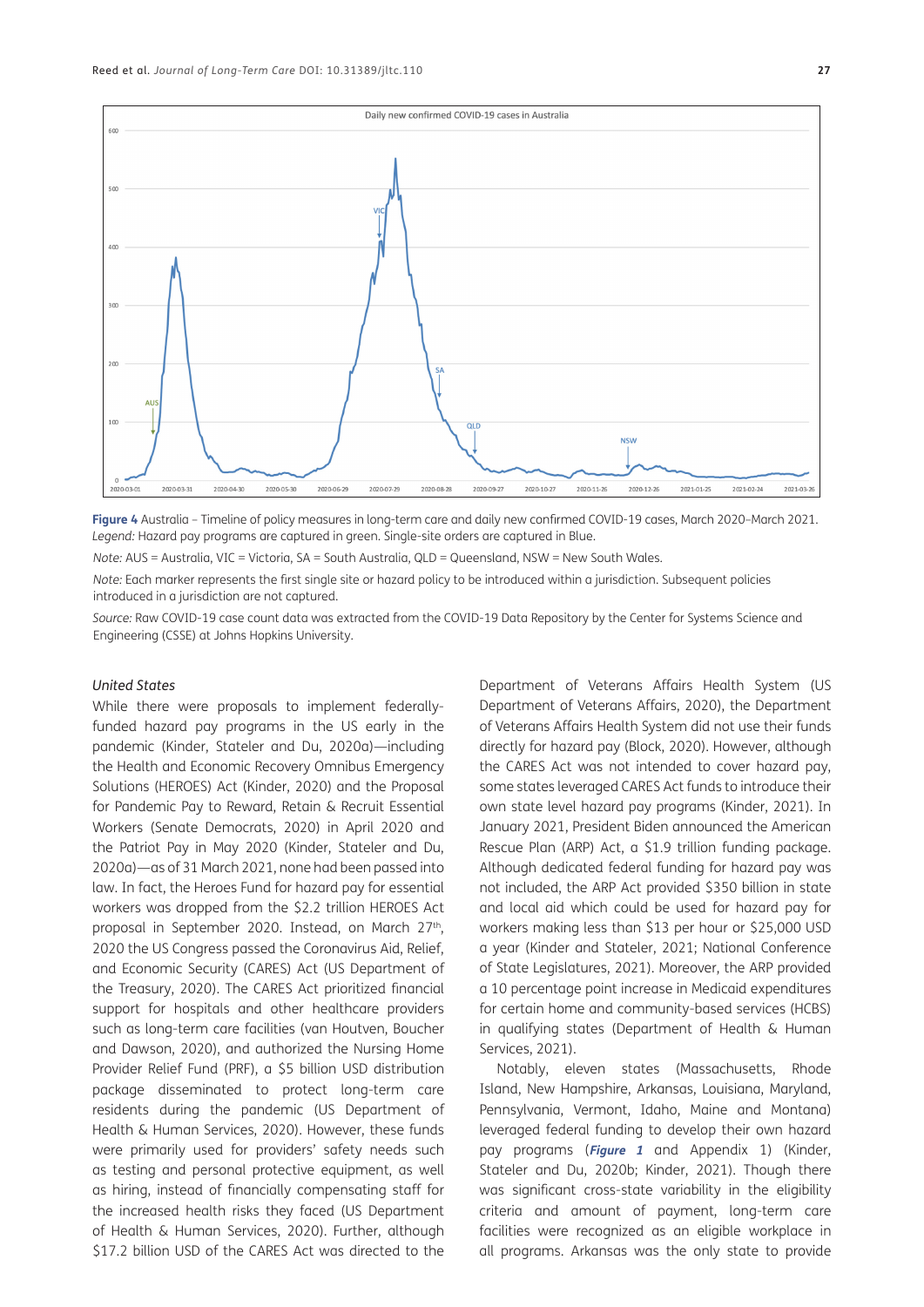**Figure 4** Australia – Timeline of policy measures in long-term care and daily new confirmed COVID-19 cases, March 2020–March 2021. *Legend:* Hazard pay programs are captured in green. Single-site orders are captured in Blue.

*Note:* AUS = Australia, VIC = Victoria, SA = South Australia, QLD = Queensland, NSW = New South Wales.

*Note:* Each marker represents the first single site or hazard policy to be introduced within a jurisdiction. Subsequent policies introduced in a jurisdiction are not captured.

*Source:* Raw COVID-19 case count data was extracted from the COVID-19 Data Repository by the Center for Systems Science and Engineering (CSSE) at Johns Hopkins University.

### *United States*

While there were proposals to implement federally-funded hazard pay programs in the US early in the pandemic (Kinder, Stateler and Du, 2020a)—including the Health and Economic Recovery Omnibus Emergency Solutions (HEROES) Act (Kinder, 2020) and the Proposal for Pandemic Pay to Reward, Retain & Recruit Essential Workers (Senate Democrats, 2020) in April 2020 and the Patriot Pay in May 2020 (Kinder, Stateler and Du, 2020a)—as of 31 March 2021, none had been passed into law. In fact, the Heroes Fund for hazard pay for essential workers was dropped from the $2.2 trillion HEROES Act proposal in September 2020. Instead, on March 27th, 2020 the US Congress passed the Coronavirus Aid, Relief, and Economic Security (CARES) Act (US Department of the Treasury, 2020). The CARES Act prioritized financial support for hospitals and other healthcare providers such as long-term care facilities (van Houtven, Boucher and Dawson, 2020), and authorized the Nursing Home Provider Relief Fund (PRF), a $5 billion USD distribution package disseminated to protect long-term care residents during the pandemic (US Department of Health & Human Services, 2020). However, these funds were primarily used for providers' safety needs such as testing and personal protective equipment, as well as hiring, instead of financially compensating staff for the increased health risks they faced (US Department of Health & Human Services, 2020). Further, although $17.2 billion USD of the CARES Act was directed to the Department of Veterans Affairs Health System (US Department of Veterans Affairs, 2020), the Department of Veterans Affairs Health System did not use their funds directly for hazard pay (Block, 2020). However, although the CARES Act was not intended to cover hazard pay, some states leveraged CARES Act funds to introduce their own state level hazard pay programs (Kinder, 2021). In January 2021, President Biden announced the American Rescue Plan (ARP) Act, a $1.9 trillion funding package. Although dedicated federal funding for hazard pay was not included, the ARP Act provided $350 billion in state and local aid which could be used for hazard pay for workers making less than $13 per hour or $25,000 USD a year (Kinder and Stateler, 2021; National Conference of State Legislatures, 2021). Moreover, the ARP provided a 10 percentage point increase in Medicaid expenditures for certain home and community-based services (HCBS) in qualifying states (Department of Health & Human Services, 2021).

Notably, eleven states (Massachusetts, Rhode Island, New Hampshire, Arkansas, Louisiana, Maryland, Pennsylvania, Vermont, Idaho, Maine and Montana) leveraged federal funding to develop their own hazard pay programs (***Figure 1*** and Appendix 1) (Kinder, Stateler and Du, 2020b; Kinder, 2021). Though there was significant cross-state variability in the eligibility criteria and amount of payment, long-term care facilities were recognized as an eligible workplace in all programs. Arkansas was the only state to provide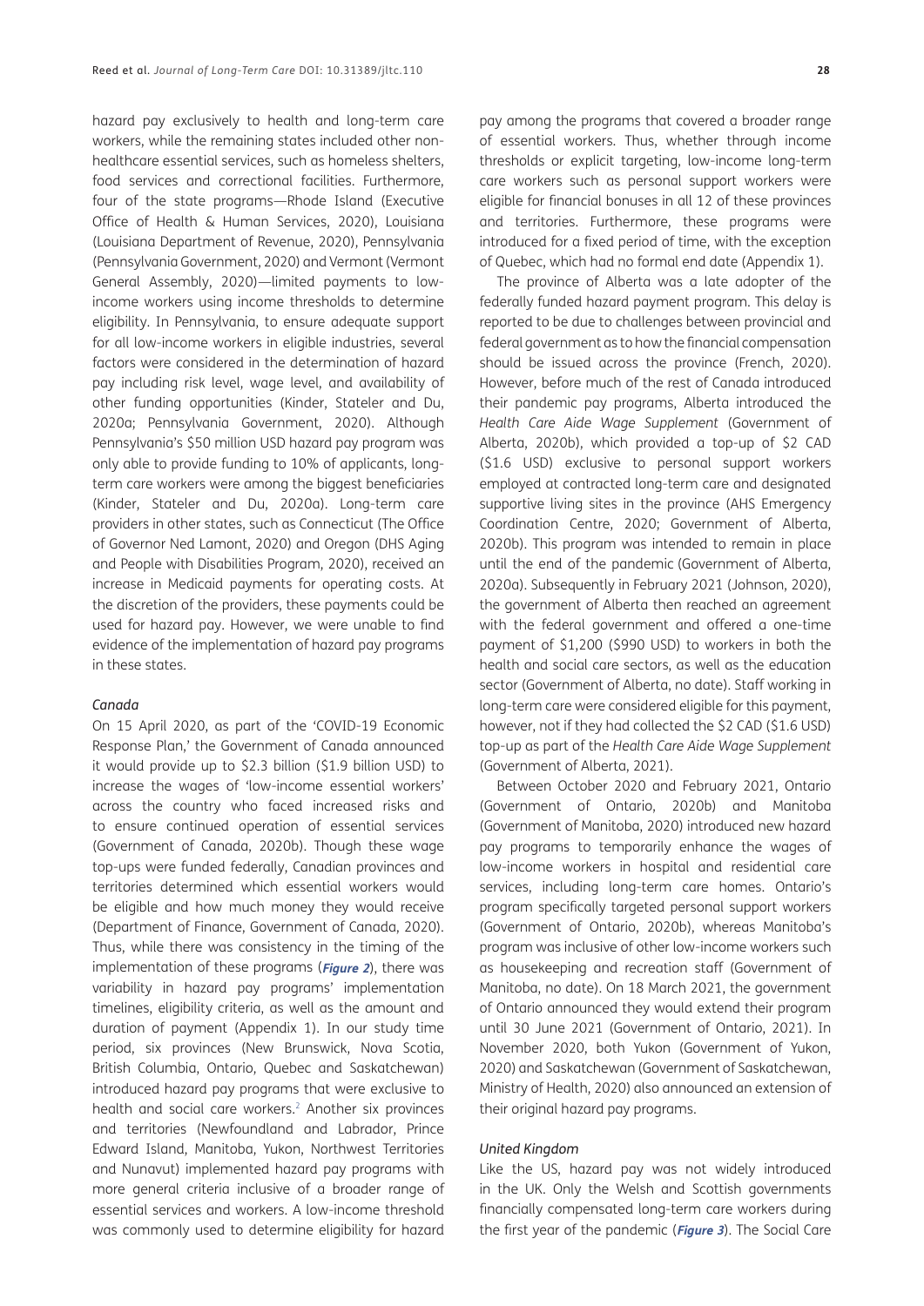hazard pay exclusively to health and long-term care workers, while the remaining states included other non-healthcare essential services, such as homeless shelters, food services and correctional facilities. Furthermore, four of the state programs—Rhode Island (Executive Office of Health & Human Services, 2020), Louisiana (Louisiana Department of Revenue, 2020), Pennsylvania (Pennsylvania Government, 2020) and Vermont (Vermont General Assembly, 2020)—limited payments to low-income workers using income thresholds to determine eligibility. In Pennsylvania, to ensure adequate support for all low-income workers in eligible industries, several factors were considered in the determination of hazard pay including risk level, wage level, and availability of other funding opportunities (Kinder, Stateler and Du, 2020a; Pennsylvania Government, 2020). Although Pennsylvania's $50 million USD hazard pay program was only able to provide funding to 10% of applicants, long-term care workers were among the biggest beneficiaries (Kinder, Stateler and Du, 2020a). Long-term care providers in other states, such as Connecticut (The Office of Governor Ned Lamont, 2020) and Oregon (DHS Aging and People with Disabilities Program, 2020), received an increase in Medicaid payments for operating costs. At the discretion of the providers, these payments could be used for hazard pay. However, we were unable to find evidence of the implementation of hazard pay programs in these states.

### *Canada*

On 15 April 2020, as part of the 'COVID-19 Economic Response Plan,' the Government of Canada announced it would provide up to $2.3 billion ($1.9 billion USD) to increase the wages of 'low-income essential workers' across the country who faced increased risks and to ensure continued operation of essential services (Government of Canada, 2020b). Though these wage top-ups were funded federally, Canadian provinces and territories determined which essential workers would be eligible and how much money they would receive (Department of Finance, Government of Canada, 2020). Thus, while there was consistency in the timing of the implementation of these programs (***Figure 2***), there was variability in hazard pay programs' implementation timelines, eligibility criteria, as well as the amount and duration of payment (Appendix 1). In our study time period, six provinces (New Brunswick, Nova Scotia, British Columbia, Ontario, Quebec and Saskatchewan) introduced hazard pay programs that were exclusive to health and social care workers.[2] Another six provinces and territories (Newfoundland and Labrador, Prince Edward Island, Manitoba, Yukon, Northwest Territories and Nunavut) implemented hazard pay programs with more general criteria inclusive of a broader range of essential services and workers. A low-income threshold was commonly used to determine eligibility for hazard pay among the programs that covered a broader range of essential workers. Thus, whether through income thresholds or explicit targeting, low-income long-term care workers such as personal support workers were eligible for financial bonuses in all 12 of these provinces and territories. Furthermore, these programs were introduced for a fixed period of time, with the exception of Quebec, which had no formal end date (Appendix 1).

The province of Alberta was a late adopter of the federally funded hazard payment program. This delay is reported to be due to challenges between provincial and federal government as to how the financial compensation should be issued across the province (French, 2020). However, before much of the rest of Canada introduced their pandemic pay programs, Alberta introduced the *Health Care Aide Wage Supplement* (Government of Alberta, 2020b), which provided a top-up of $2 CAD ($1.6 USD) exclusive to personal support workers employed at contracted long-term care and designated supportive living sites in the province (AHS Emergency Coordination Centre, 2020; Government of Alberta, 2020b). This program was intended to remain in place until the end of the pandemic (Government of Alberta, 2020a). Subsequently in February 2021 (Johnson, 2020), the government of Alberta then reached an agreement with the federal government and offered a one-time payment of $1,200 ($990 USD) to workers in both the health and social care sectors, as well as the education sector (Government of Alberta, no date). Staff working in long-term care were considered eligible for this payment, however, not if they had collected the $2 CAD ($1.6 USD) top-up as part of the *Health Care Aide Wage Supplement* (Government of Alberta, 2021).

Between October 2020 and February 2021, Ontario (Government of Ontario, 2020b) and Manitoba (Government of Manitoba, 2020) introduced new hazard pay programs to temporarily enhance the wages of low-income workers in hospital and residential care services, including long-term care homes. Ontario's program specifically targeted personal support workers (Government of Ontario, 2020b), whereas Manitoba's program was inclusive of other low-income workers such as housekeeping and recreation staff (Government of Manitoba, no date). On 18 March 2021, the government of Ontario announced they would extend their program until 30 June 2021 (Government of Ontario, 2021). In November 2020, both Yukon (Government of Yukon, 2020) and Saskatchewan (Government of Saskatchewan, Ministry of Health, 2020) also announced an extension of their original hazard pay programs.

### *United Kingdom*

Like the US, hazard pay was not widely introduced in the UK. Only the Welsh and Scottish governments financially compensated long-term care workers during the first year of the pandemic (***Figure 3***). The Social Care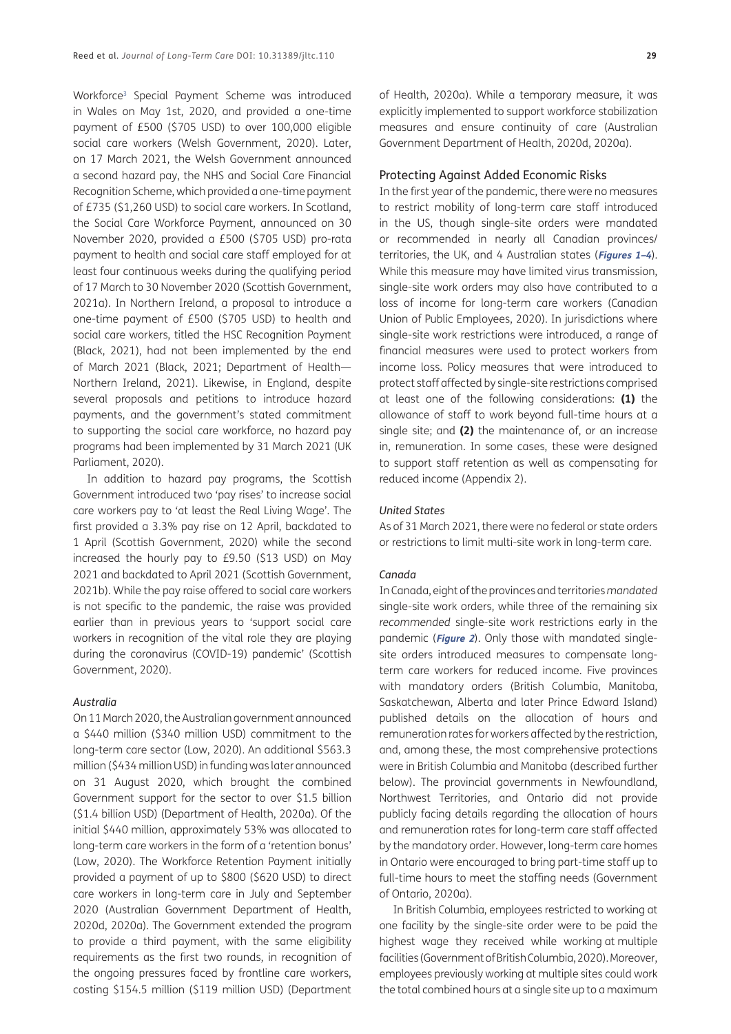Workforce[3] Special Payment Scheme was introduced in Wales on May 1st, 2020, and provided a one-time payment of £500 ($705 USD) to over 100,000 eligible social care workers (Welsh Government, 2020). Later, on 17 March 2021, the Welsh Government announced a second hazard pay, the NHS and Social Care Financial Recognition Scheme, which provided a one-time payment of £735 ($1,260 USD) to social care workers. In Scotland, the Social Care Workforce Payment, announced on 30 November 2020, provided a £500 ($705 USD) pro-rata payment to health and social care staff employed for at least four continuous weeks during the qualifying period of 17 March to 30 November 2020 (Scottish Government, 2021a). In Northern Ireland, a proposal to introduce a one-time payment of £500 ($705 USD) to health and social care workers, titled the HSC Recognition Payment (Black, 2021), had not been implemented by the end of March 2021 (Black, 2021; Department of Health—Northern Ireland, 2021). Likewise, in England, despite several proposals and petitions to introduce hazard payments, and the government's stated commitment to supporting the social care workforce, no hazard pay programs had been implemented by 31 March 2021 (UK Parliament, 2020).

In addition to hazard pay programs, the Scottish Government introduced two 'pay rises' to increase social care workers pay to 'at least the Real Living Wage'. The first provided a 3.3% pay rise on 12 April, backdated to 1 April (Scottish Government, 2020) while the second increased the hourly pay to £9.50 ($13 USD) on May 2021 and backdated to April 2021 (Scottish Government, 2021b). While the pay raise offered to social care workers is not specific to the pandemic, the raise was provided earlier than in previous years to 'support social care workers in recognition of the vital role they are playing during the coronavirus (COVID-19) pandemic' (Scottish Government, 2020).

#### *Australia*

On 11 March 2020, the Australian government announced a $440 million ($340 million USD) commitment to the long-term care sector (Low, 2020). An additional $563.3 million ($434 million USD) in funding was later announced on 31 August 2020, which brought the combined Government support for the sector to over $1.5 billion ($1.4 billion USD) (Department of Health, 2020a). Of the initial $440 million, approximately 53% was allocated to long-term care workers in the form of a 'retention bonus' (Low, 2020). The Workforce Retention Payment initially provided a payment of up to $800 ($620 USD) to direct care workers in long-term care in July and September 2020 (Australian Government Department of Health, 2020d, 2020a). The Government extended the program to provide a third payment, with the same eligibility requirements as the first two rounds, in recognition of the ongoing pressures faced by frontline care workers, costing $154.5 million ($119 million USD) (Department of Health, 2020a). While a temporary measure, it was explicitly implemented to support workforce stabilization measures and ensure continuity of care (Australian Government Department of Health, 2020d, 2020a).

### Protecting Against Added Economic Risks

In the first year of the pandemic, there were no measures to restrict mobility of long-term care staff introduced in the US, though single-site orders were mandated or recommended in nearly all Canadian provinces/territories, the UK, and 4 Australian states (***Figures 1–4***). While this measure may have limited virus transmission, single-site work orders may also have contributed to a loss of income for long-term care workers (Canadian Union of Public Employees, 2020). In jurisdictions where single-site work restrictions were introduced, a range of financial measures were used to protect workers from income loss. Policy measures that were introduced to protect staff affected by single-site restrictions comprised at least one of the following considerations: **(1)** the allowance of staff to work beyond full-time hours at a single site; and **(2)** the maintenance of, or an increase in, remuneration. In some cases, these were designed to support staff retention as well as compensating for reduced income (Appendix 2).

#### *United States*

As of 31 March 2021, there were no federal or state orders or restrictions to limit multi-site work in long-term care.

#### *Canada*

In Canada, eight of the provinces and territories *mandated* single-site work orders, while three of the remaining six *recommended* single-site work restrictions early in the pandemic (***Figure 2***). Only those with mandated single-site orders introduced measures to compensate long-term care workers for reduced income. Five provinces with mandatory orders (British Columbia, Manitoba, Saskatchewan, Alberta and later Prince Edward Island) published details on the allocation of hours and remuneration rates for workers affected by the restriction, and, among these, the most comprehensive protections were in British Columbia and Manitoba (described further below). The provincial governments in Newfoundland, Northwest Territories, and Ontario did not provide publicly facing details regarding the allocation of hours and remuneration rates for long-term care staff affected by the mandatory order. However, long-term care homes in Ontario were encouraged to bring part-time staff up to full-time hours to meet the staffing needs (Government of Ontario, 2020a).

In British Columbia, employees restricted to working at one facility by the single-site order were to be paid the highest wage they received while working at multiple facilities (Government of British Columbia, 2020). Moreover, employees previously working at multiple sites could work the total combined hours at a single site up to a maximum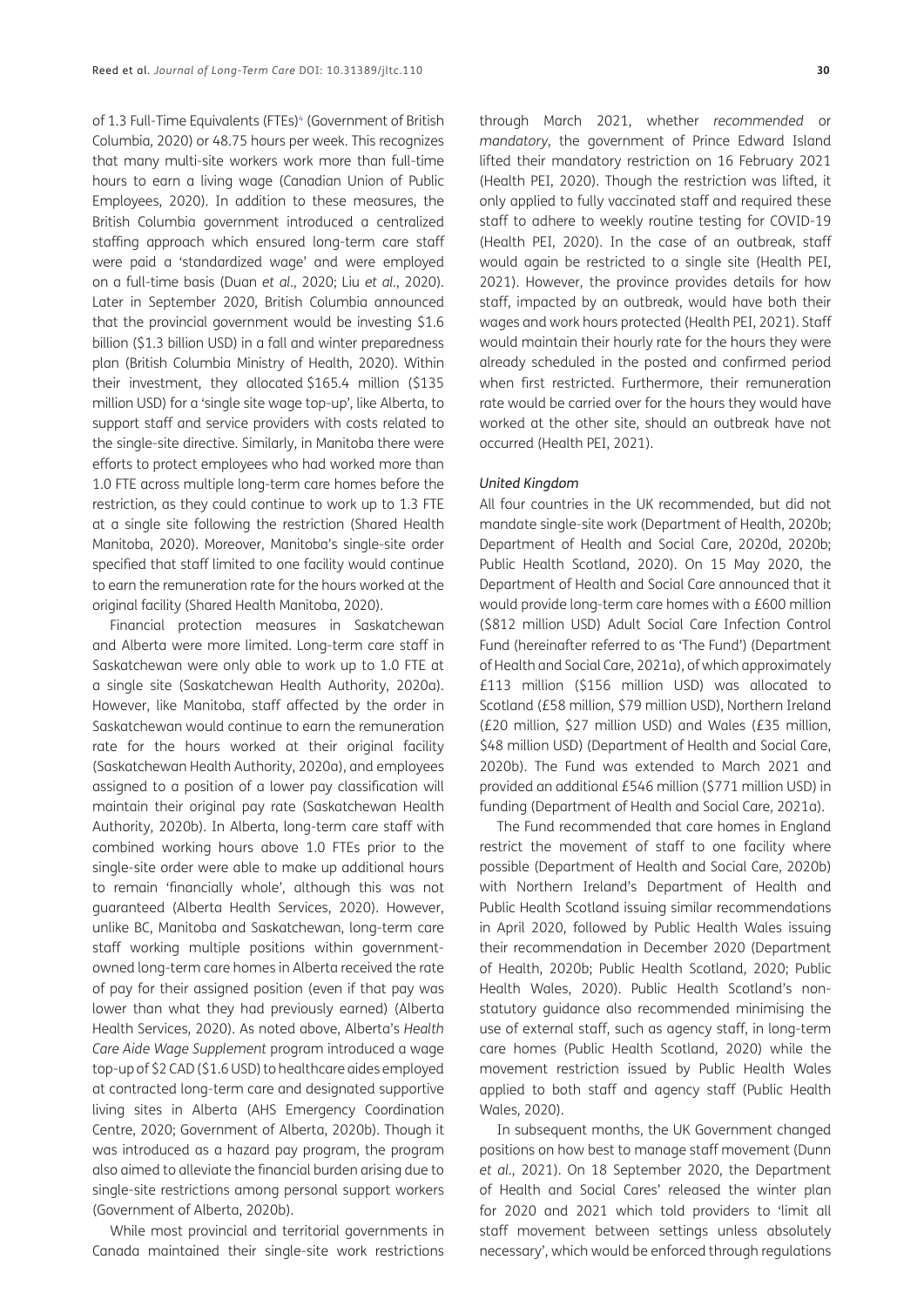of 1.3 Full-Time Equivalents (FTEs)[4] (Government of British Columbia, 2020) or 48.75 hours per week. This recognizes that many multi-site workers work more than full-time hours to earn a living wage (Canadian Union of Public Employees, 2020). In addition to these measures, the British Columbia government introduced a centralized staffing approach which ensured long-term care staff were paid a 'standardized wage' and were employed on a full-time basis (Duan *et al.*, 2020; Liu *et al.*, 2020). Later in September 2020, British Columbia announced that the provincial government would be investing $1.6 billion ($1.3 billion USD) in a fall and winter preparedness plan (British Columbia Ministry of Health, 2020). Within their investment, they allocated $165.4 million ($135 million USD) for a 'single site wage top-up', like Alberta, to support staff and service providers with costs related to the single-site directive. Similarly, in Manitoba there were efforts to protect employees who had worked more than 1.0 FTE across multiple long-term care homes before the restriction, as they could continue to work up to 1.3 FTE at a single site following the restriction (Shared Health Manitoba, 2020). Moreover, Manitoba's single-site order specified that staff limited to one facility would continue to earn the remuneration rate for the hours worked at the original facility (Shared Health Manitoba, 2020).

Financial protection measures in Saskatchewan and Alberta were more limited. Long-term care staff in Saskatchewan were only able to work up to 1.0 FTE at a single site (Saskatchewan Health Authority, 2020a). However, like Manitoba, staff affected by the order in Saskatchewan would continue to earn the remuneration rate for the hours worked at their original facility (Saskatchewan Health Authority, 2020a), and employees assigned to a position of a lower pay classification will maintain their original pay rate (Saskatchewan Health Authority, 2020b). In Alberta, long-term care staff with combined working hours above 1.0 FTEs prior to the single-site order were able to make up additional hours to remain 'financially whole', although this was not guaranteed (Alberta Health Services, 2020). However, unlike BC, Manitoba and Saskatchewan, long-term care staff working multiple positions within government-owned long-term care homes in Alberta received the rate of pay for their assigned position (even if that pay was lower than what they had previously earned) (Alberta Health Services, 2020). As noted above, Alberta's *Health Care Aide Wage Supplement* program introduced a wage top-up of $2 CAD ($1.6 USD) to healthcare aides employed at contracted long-term care and designated supportive living sites in Alberta (AHS Emergency Coordination Centre, 2020; Government of Alberta, 2020b). Though it was introduced as a hazard pay program, the program also aimed to alleviate the financial burden arising due to single-site restrictions among personal support workers (Government of Alberta, 2020b).

While most provincial and territorial governments in Canada maintained their single-site work restrictions through March 2021, whether *recommended* or *mandatory*, the government of Prince Edward Island lifted their mandatory restriction on 16 February 2021 (Health PEI, 2020). Though the restriction was lifted, it only applied to fully vaccinated staff and required these staff to adhere to weekly routine testing for COVID-19 (Health PEI, 2020). In the case of an outbreak, staff would again be restricted to a single site (Health PEI, 2021). However, the province provides details for how staff, impacted by an outbreak, would have both their wages and work hours protected (Health PEI, 2021). Staff would maintain their hourly rate for the hours they were already scheduled in the posted and confirmed period when first restricted. Furthermore, their remuneration rate would be carried over for the hours they would have worked at the other site, should an outbreak have not occurred (Health PEI, 2021).

#### *United Kingdom*

All four countries in the UK recommended, but did not mandate single-site work (Department of Health, 2020b; Department of Health and Social Care, 2020d, 2020b; Public Health Scotland, 2020). On 15 May 2020, the Department of Health and Social Care announced that it would provide long-term care homes with a £600 million ($812 million USD) Adult Social Care Infection Control Fund (hereinafter referred to as 'The Fund') (Department of Health and Social Care, 2021a), of which approximately £113 million ($156 million USD) was allocated to Scotland (£58 million, $79 million USD), Northern Ireland (£20 million, $27 million USD) and Wales (£35 million, $48 million USD) (Department of Health and Social Care, 2020b). The Fund was extended to March 2021 and provided an additional £546 million ($771 million USD) in funding (Department of Health and Social Care, 2021a).

The Fund recommended that care homes in England restrict the movement of staff to one facility where possible (Department of Health and Social Care, 2020b) with Northern Ireland's Department of Health and Public Health Scotland issuing similar recommendations in April 2020, followed by Public Health Wales issuing their recommendation in December 2020 (Department of Health, 2020b; Public Health Scotland, 2020; Public Health Wales, 2020). Public Health Scotland's non-statutory guidance also recommended minimising the use of external staff, such as agency staff, in long-term care homes (Public Health Scotland, 2020) while the movement restriction issued by Public Health Wales applied to both staff and agency staff (Public Health Wales, 2020).

In subsequent months, the UK Government changed positions on how best to manage staff movement (Dunn *et al.*, 2021). On 18 September 2020, the Department of Health and Social Cares' released the winter plan for 2020 and 2021 which told providers to 'limit all staff movement between settings unless absolutely necessary', which would be enforced through regulations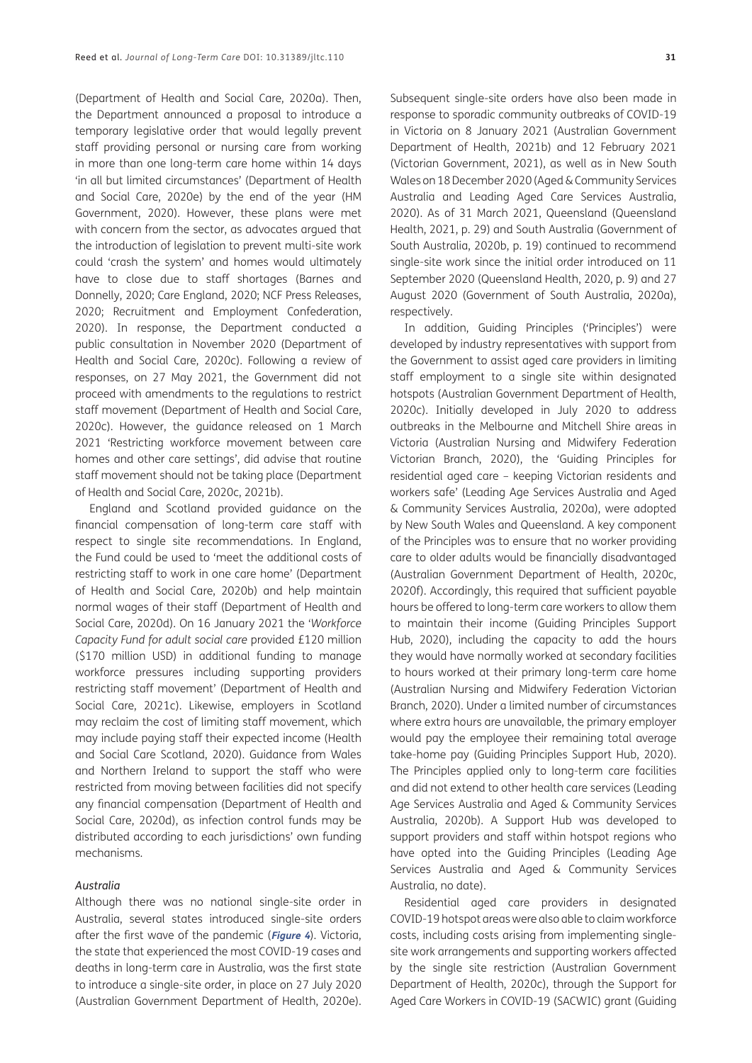(Department of Health and Social Care, 2020a). Then, the Department announced a proposal to introduce a temporary legislative order that would legally prevent staff providing personal or nursing care from working in more than one long-term care home within 14 days 'in all but limited circumstances' (Department of Health and Social Care, 2020e) by the end of the year (HM Government, 2020). However, these plans were met with concern from the sector, as advocates argued that the introduction of legislation to prevent multi-site work could 'crash the system' and homes would ultimately have to close due to staff shortages (Barnes and Donnelly, 2020; Care England, 2020; NCF Press Releases, 2020; Recruitment and Employment Confederation, 2020). In response, the Department conducted a public consultation in November 2020 (Department of Health and Social Care, 2020c). Following a review of responses, on 27 May 2021, the Government did not proceed with amendments to the regulations to restrict staff movement (Department of Health and Social Care, 2020c). However, the guidance released on 1 March 2021 'Restricting workforce movement between care homes and other care settings', did advise that routine staff movement should not be taking place (Department of Health and Social Care, 2020c, 2021b).

England and Scotland provided guidance on the financial compensation of long-term care staff with respect to single site recommendations. In England, the Fund could be used to 'meet the additional costs of restricting staff to work in one care home' (Department of Health and Social Care, 2020b) and help maintain normal wages of their staff (Department of Health and Social Care, 2020d). On 16 January 2021 the '*Workforce Capacity Fund for adult social care* provided £120 million ($170 million USD) in additional funding to manage workforce pressures including supporting providers restricting staff movement' (Department of Health and Social Care, 2021c). Likewise, employers in Scotland may reclaim the cost of limiting staff movement, which may include paying staff their expected income (Health and Social Care Scotland, 2020). Guidance from Wales and Northern Ireland to support the staff who were restricted from moving between facilities did not specify any financial compensation (Department of Health and Social Care, 2020d), as infection control funds may be distributed according to each jurisdictions' own funding mechanisms.

### *Australia*

Although there was no national single-site order in Australia, several states introduced single-site orders after the first wave of the pandemic (***Figure 4***). Victoria, the state that experienced the most COVID-19 cases and deaths in long-term care in Australia, was the first state to introduce a single-site order, in place on 27 July 2020 (Australian Government Department of Health, 2020e). Subsequent single-site orders have also been made in response to sporadic community outbreaks of COVID-19 in Victoria on 8 January 2021 (Australian Government Department of Health, 2021b) and 12 February 2021 (Victorian Government, 2021), as well as in New South Wales on 18 December 2020 (Aged & Community Services Australia and Leading Aged Care Services Australia, 2020). As of 31 March 2021, Queensland (Queensland Health, 2021, p. 29) and South Australia (Government of South Australia, 2020b, p. 19) continued to recommend single-site work since the initial order introduced on 11 September 2020 (Queensland Health, 2020, p. 9) and 27 August 2020 (Government of South Australia, 2020a), respectively.

In addition, Guiding Principles ('Principles') were developed by industry representatives with support from the Government to assist aged care providers in limiting staff employment to a single site within designated hotspots (Australian Government Department of Health, 2020c). Initially developed in July 2020 to address outbreaks in the Melbourne and Mitchell Shire areas in Victoria (Australian Nursing and Midwifery Federation Victorian Branch, 2020), the 'Guiding Principles for residential aged care – keeping Victorian residents and workers safe' (Leading Age Services Australia and Aged & Community Services Australia, 2020a), were adopted by New South Wales and Queensland. A key component of the Principles was to ensure that no worker providing care to older adults would be financially disadvantaged (Australian Government Department of Health, 2020c, 2020f). Accordingly, this required that sufficient payable hours be offered to long-term care workers to allow them to maintain their income (Guiding Principles Support Hub, 2020), including the capacity to add the hours they would have normally worked at secondary facilities to hours worked at their primary long-term care home (Australian Nursing and Midwifery Federation Victorian Branch, 2020). Under a limited number of circumstances where extra hours are unavailable, the primary employer would pay the employee their remaining total average take-home pay (Guiding Principles Support Hub, 2020). The Principles applied only to long-term care facilities and did not extend to other health care services (Leading Age Services Australia and Aged & Community Services Australia, 2020b). A Support Hub was developed to support providers and staff within hotspot regions who have opted into the Guiding Principles (Leading Age Services Australia and Aged & Community Services Australia, no date).

Residential aged care providers in designated COVID-19 hotspot areas were also able to claim workforce costs, including costs arising from implementing single-site work arrangements and supporting workers affected by the single site restriction (Australian Government Department of Health, 2020c), through the Support for Aged Care Workers in COVID-19 (SACWIC) grant (Guiding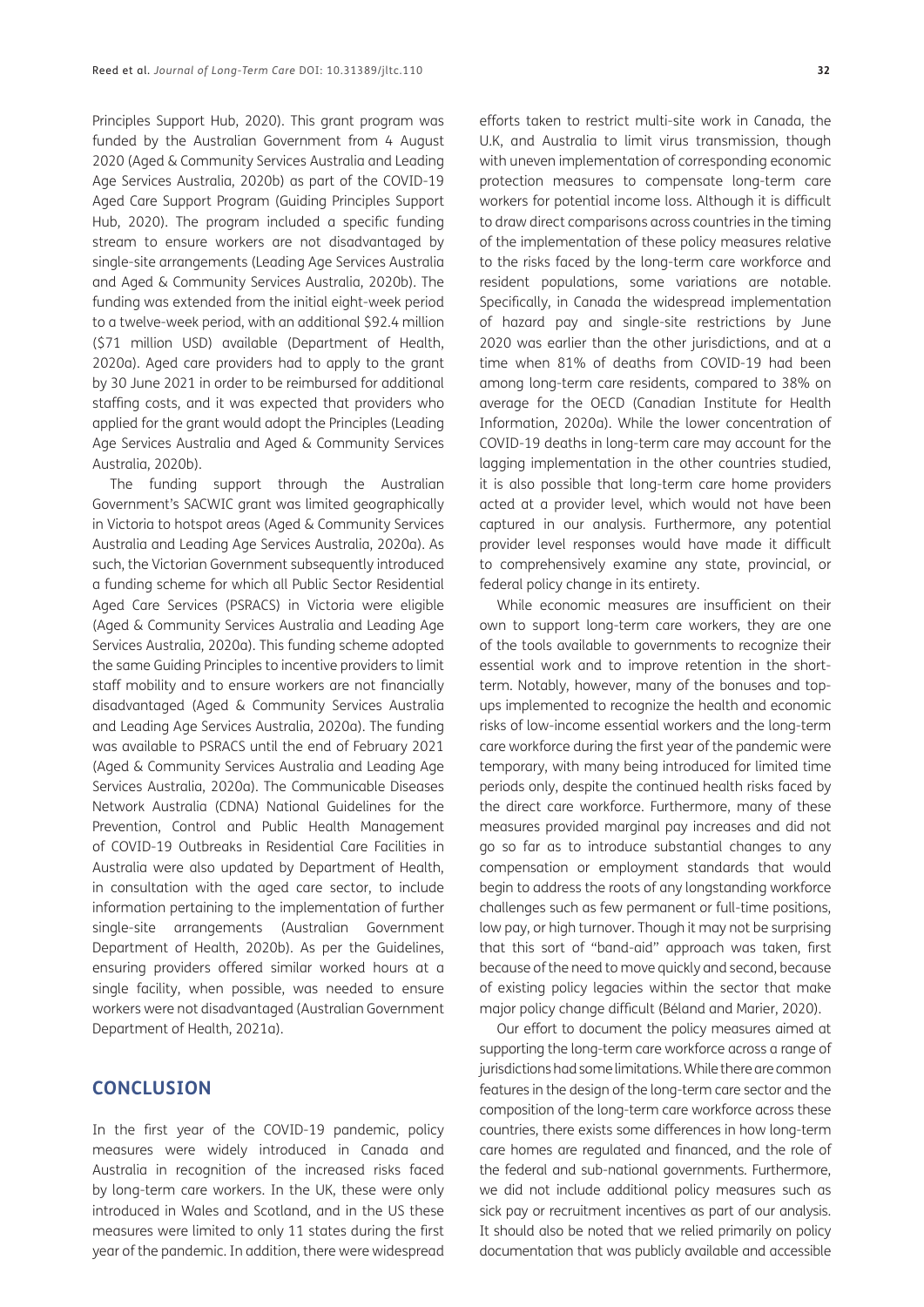Principles Support Hub, 2020). This grant program was funded by the Australian Government from 4 August 2020 (Aged & Community Services Australia and Leading Age Services Australia, 2020b) as part of the COVID-19 Aged Care Support Program (Guiding Principles Support Hub, 2020). The program included a specific funding stream to ensure workers are not disadvantaged by single-site arrangements (Leading Age Services Australia and Aged & Community Services Australia, 2020b). The funding was extended from the initial eight-week period to a twelve-week period, with an additional $92.4 million ($71 million USD) available (Department of Health, 2020a). Aged care providers had to apply to the grant by 30 June 2021 in order to be reimbursed for additional staffing costs, and it was expected that providers who applied for the grant would adopt the Principles (Leading Age Services Australia and Aged & Community Services Australia, 2020b).

The funding support through the Australian Government's SACWIC grant was limited geographically in Victoria to hotspot areas (Aged & Community Services Australia and Leading Age Services Australia, 2020a). As such, the Victorian Government subsequently introduced a funding scheme for which all Public Sector Residential Aged Care Services (PSRACS) in Victoria were eligible (Aged & Community Services Australia and Leading Age Services Australia, 2020a). This funding scheme adopted the same Guiding Principles to incentive providers to limit staff mobility and to ensure workers are not financially disadvantaged (Aged & Community Services Australia and Leading Age Services Australia, 2020a). The funding was available to PSRACS until the end of February 2021 (Aged & Community Services Australia and Leading Age Services Australia, 2020a). The Communicable Diseases Network Australia (CDNA) National Guidelines for the Prevention, Control and Public Health Management of COVID-19 Outbreaks in Residential Care Facilities in Australia were also updated by Department of Health, in consultation with the aged care sector, to include information pertaining to the implementation of further single-site arrangements (Australian Government Department of Health, 2020b). As per the Guidelines, ensuring providers offered similar worked hours at a single facility, when possible, was needed to ensure workers were not disadvantaged (Australian Government Department of Health, 2021a).

## CONCLUSION

In the first year of the COVID-19 pandemic, policy measures were widely introduced in Canada and Australia in recognition of the increased risks faced by long-term care workers. In the UK, these were only introduced in Wales and Scotland, and in the US these measures were limited to only 11 states during the first year of the pandemic. In addition, there were widespread efforts taken to restrict multi-site work in Canada, the U.K, and Australia to limit virus transmission, though with uneven implementation of corresponding economic protection measures to compensate long-term care workers for potential income loss. Although it is difficult to draw direct comparisons across countries in the timing of the implementation of these policy measures relative to the risks faced by the long-term care workforce and resident populations, some variations are notable. Specifically, in Canada the widespread implementation of hazard pay and single-site restrictions by June 2020 was earlier than the other jurisdictions, and at a time when 81% of deaths from COVID-19 had been among long-term care residents, compared to 38% on average for the OECD (Canadian Institute for Health Information, 2020a). While the lower concentration of COVID-19 deaths in long-term care may account for the lagging implementation in the other countries studied, it is also possible that long-term care home providers acted at a provider level, which would not have been captured in our analysis. Furthermore, any potential provider level responses would have made it difficult to comprehensively examine any state, provincial, or federal policy change in its entirety.

While economic measures are insufficient on their own to support long-term care workers, they are one of the tools available to governments to recognize their essential work and to improve retention in the short-term. Notably, however, many of the bonuses and top-ups implemented to recognize the health and economic risks of low-income essential workers and the long-term care workforce during the first year of the pandemic were temporary, with many being introduced for limited time periods only, despite the continued health risks faced by the direct care workforce. Furthermore, many of these measures provided marginal pay increases and did not go so far as to introduce substantial changes to any compensation or employment standards that would begin to address the roots of any longstanding workforce challenges such as few permanent or full-time positions, low pay, or high turnover. Though it may not be surprising that this sort of "band-aid" approach was taken, first because of the need to move quickly and second, because of existing policy legacies within the sector that make major policy change difficult (Béland and Marier, 2020).

Our effort to document the policy measures aimed at supporting the long-term care workforce across a range of jurisdictions had some limitations. While there are common features in the design of the long-term care sector and the composition of the long-term care workforce across these countries, there exists some differences in how long-term care homes are regulated and financed, and the role of the federal and sub-national governments. Furthermore, we did not include additional policy measures such as sick pay or recruitment incentives as part of our analysis. It should also be noted that we relied primarily on policy documentation that was publicly available and accessible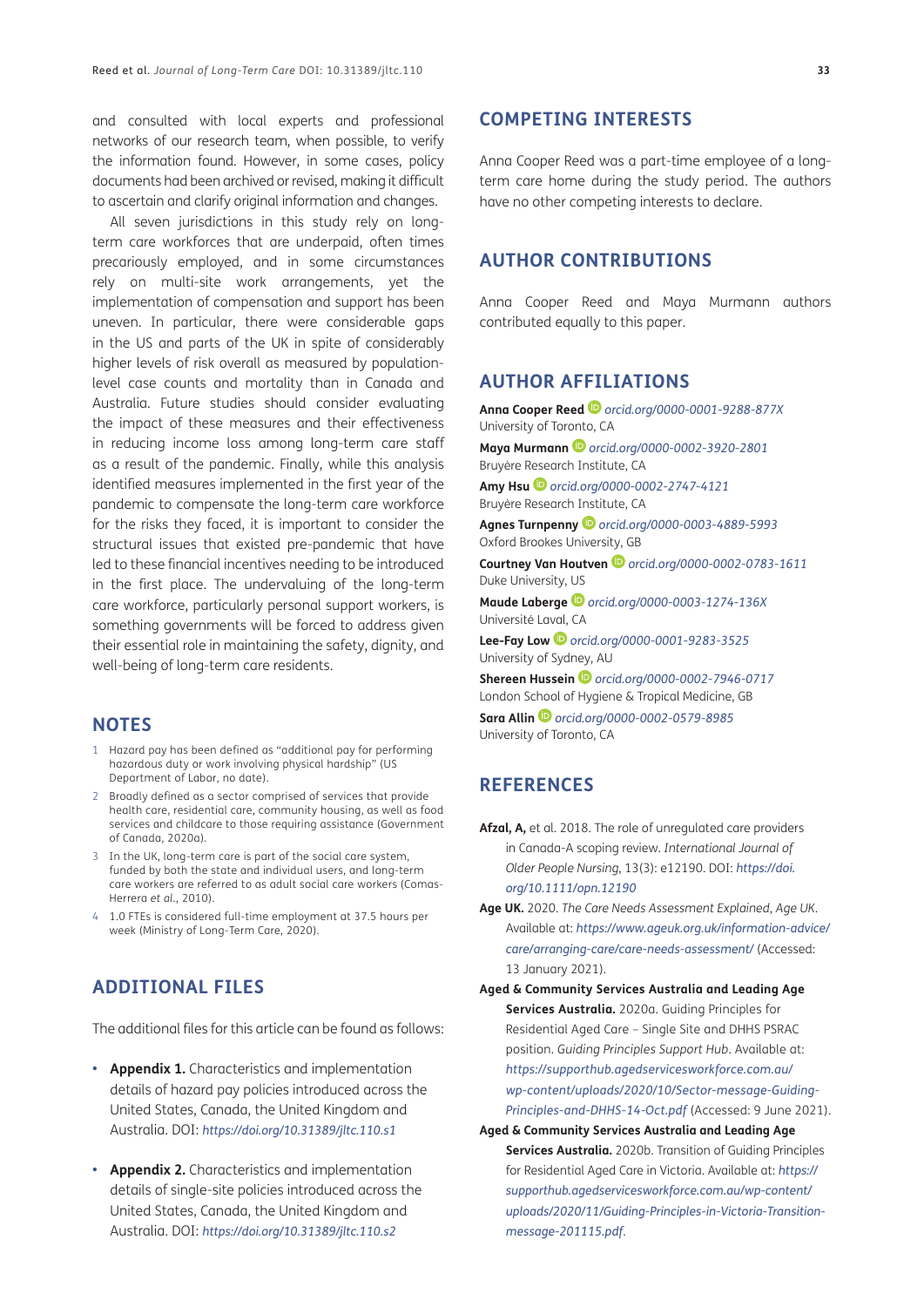and consulted with local experts and professional networks of our research team, when possible, to verify the information found. However, in some cases, policy documents had been archived or revised, making it difficult to ascertain and clarify original information and changes.

All seven jurisdictions in this study rely on long-term care workforces that are underpaid, often times precariously employed, and in some circumstances rely on multi-site work arrangements, yet the implementation of compensation and support has been uneven. In particular, there were considerable gaps in the US and parts of the UK in spite of considerably higher levels of risk overall as measured by population-level case counts and mortality than in Canada and Australia. Future studies should consider evaluating the impact of these measures and their effectiveness in reducing income loss among long-term care staff as a result of the pandemic. Finally, while this analysis identified measures implemented in the first year of the pandemic to compensate the long-term care workforce for the risks they faced, it is important to consider the structural issues that existed pre-pandemic that have led to these financial incentives needing to be introduced in the first place. The undervaluing of the long-term care workforce, particularly personal support workers, is something governments will be forced to address given their essential role in maintaining the safety, dignity, and well-being of long-term care residents.

## NOTES

1. Hazard pay has been defined as "additional pay for performing hazardous duty or work involving physical hardship" (US Department of Labor, no date).
2. Broadly defined as a sector comprised of services that provide health care, residential care, community housing, as well as food services and childcare to those requiring assistance (Government of Canada, 2020a).
3. In the UK, long-term care is part of the social care system, funded by both the state and individual users, and long-term care workers are referred to as adult social care workers (Comas-Herrera *et al.*, 2010).
4. 1.0 FTEs is considered full-time employment at 37.5 hours per week (Ministry of Long-Term Care, 2020).

## ADDITIONAL FILES

The additional files for this article can be found as follows:

- **Appendix 1.** Characteristics and implementation details of hazard pay policies introduced across the United States, Canada, the United Kingdom and Australia. DOI: *https://doi.org/10.31389/jltc.110.s1*
- **Appendix 2.** Characteristics and implementation details of single-site policies introduced across the United States, Canada, the United Kingdom and Australia. DOI: *https://doi.org/10.31389/jltc.110.s2*

## COMPETING INTERESTS

Anna Cooper Reed was a part-time employee of a long-term care home during the study period. The authors have no other competing interests to declare.

## AUTHOR CONTRIBUTIONS

Anna Cooper Reed and Maya Murmann authors contributed equally to this paper.

## AUTHOR AFFILIATIONS

**Anna Cooper Reed** *orcid.org/0000-0001-9288-877X*
University of Toronto, CA

**Maya Murmann** *orcid.org/0000-0002-3920-2801*
Bruyère Research Institute, CA

**Amy Hsu** *orcid.org/0000-0002-2747-4121*
Bruyère Research Institute, CA

**Agnes Turnpenny** *orcid.org/0000-0003-4889-5993*
Oxford Brookes University, GB

**Courtney Van Houtven** *orcid.org/0000-0002-0783-1611*
Duke University, US

**Maude Laberge** *orcid.org/0000-0003-1274-136X*
Université Laval, CA

**Lee-Fay Low** *orcid.org/0000-0001-9283-3525*
University of Sydney, AU

**Shereen Hussein** *orcid.org/0000-0002-7946-0717*
London School of Hygiene & Tropical Medicine, GB

**Sara Allin** *orcid.org/0000-0002-0579-8985*
University of Toronto, CA

## REFERENCES

**Afzal, A,** et al. 2018. The role of unregulated care providers in Canada-A scoping review. *International Journal of Older People Nursing*, 13(3): e12190. DOI: *https://doi.org/10.1111/opn.12190*

**Age UK.** 2020. *The Care Needs Assessment Explained*, *Age UK*. Available at: *https://www.ageuk.org.uk/information-advice/care/arranging-care/care-needs-assessment/* (Accessed: 13 January 2021).

**Aged & Community Services Australia and Leading Age Services Australia.** 2020a. Guiding Principles for Residential Aged Care – Single Site and DHHS PSRAC position. *Guiding Principles Support Hub*. Available at: *https://supporthub.agedservicesworkforce.com.au/wp-content/uploads/2020/10/Sector-message-Guiding-Principles-and-DHHS-14-Oct.pdf* (Accessed: 9 June 2021).

**Aged & Community Services Australia and Leading Age Services Australia.** 2020b. Transition of Guiding Principles for Residential Aged Care in Victoria. Available at: *https://supporthub.agedservicesworkforce.com.au/wp-content/uploads/2020/11/Guiding-Principles-in-Victoria-Transition-message-201115.pdf*.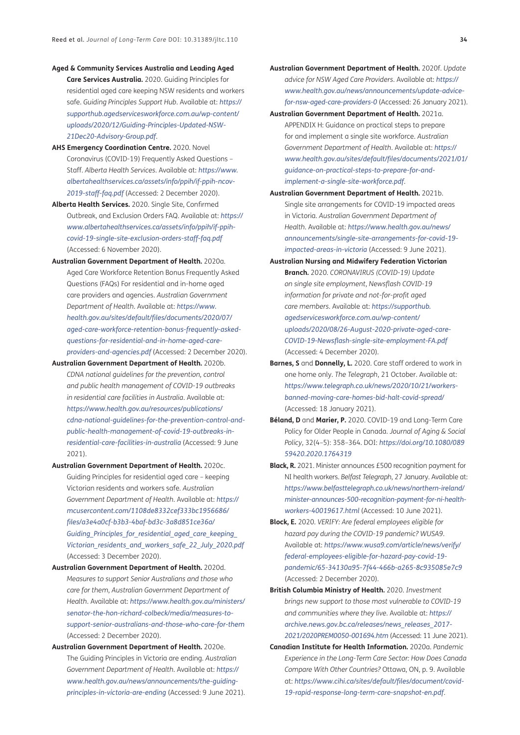**Aged & Community Services Australia and Leading Aged Care Services Australia.** 2020. Guiding Principles for residential aged care keeping NSW residents and workers safe. *Guiding Principles Support Hub*. Available at: *https://supporthub.agedservicesworkforce.com.au/wp-content/uploads/2020/12/Guiding-Principles-Updated-NSW-21Dec20-Advisory-Group.pdf*.

**AHS Emergency Coordination Centre.** 2020. Novel Coronavirus (COVID-19) Frequently Asked Questions – Staff. *Alberta Health Services*. Available at: *https://www.albertahealthservices.ca/assets/info/ppih/if-ppih-ncov-2019-staff-faq.pdf* (Accessed: 2 December 2020).

**Alberta Health Services.** 2020. Single Site, Confirmed Outbreak, and Exclusion Orders FAQ. Available at: *https://www.albertahealthservices.ca/assets/info/ppih/if-ppih-covid-19-single-site-exclusion-orders-staff-faq.pdf* (Accessed: 6 November 2020).

**Australian Government Department of Health.** 2020a. Aged Care Workforce Retention Bonus Frequently Asked Questions (FAQs) For residential and in-home aged care providers and agencies. *Australian Government Department of Health*. Available at: *https://www.health.gov.au/sites/default/files/documents/2020/07/aged-care-workforce-retention-bonus-frequently-asked-questions-for-residential-and-in-home-aged-care-providers-and-agencies.pdf* (Accessed: 2 December 2020).

**Australian Government Department of Health.** 2020b. *CDNA national guidelines for the prevention, control and public health management of COVID-19 outbreaks in residential care facilities in Australia*. Available at: *https://www.health.gov.au/resources/publications/cdna-national-guidelines-for-the-prevention-control-and-public-health-management-of-covid-19-outbreaks-in-residential-care-facilities-in-australia* (Accessed: 9 June 2021).

**Australian Government Department of Health.** 2020c. Guiding Principles for residential aged care – keeping Victorian residents and workers safe. *Australian Government Department of Health*. Available at: *https://mcusercontent.com/1108de8332cef333bc1956686/files/a3e4a0cf-b3b3-4baf-bd3c-3a8d851ce36a/Guiding_Principles_for_residential_aged_care_keeping_Victorian_residents_and_workers_safe_22_July_2020.pdf* (Accessed: 3 December 2020).

**Australian Government Department of Health.** 2020d. *Measures to support Senior Australians and those who care for them*, *Australian Government Department of Health*. Available at: *https://www.health.gov.au/ministers/senator-the-hon-richard-colbeck/media/measures-to-support-senior-australians-and-those-who-care-for-them* (Accessed: 2 December 2020).

**Australian Government Department of Health.** 2020e. The Guiding Principles in Victoria are ending. *Australian Government Department of Health*. Available at: *https://www.health.gov.au/news/announcements/the-guiding-principles-in-victoria-are-ending* (Accessed: 9 June 2021).

**Australian Government Department of Health.** 2020f. *Update advice for NSW Aged Care Providers*. Available at: *https://www.health.gov.au/news/announcements/update-advice-for-nsw-aged-care-providers-0* (Accessed: 26 January 2021).

**Australian Government Department of Health.** 2021a. APPENDIX H: Guidance on practical steps to prepare for and implement a single site workforce. *Australian Government Department of Health*. Available at: *https://www.health.gov.au/sites/default/files/documents/2021/01/guidance-on-practical-steps-to-prepare-for-and-implement-a-single-site-workforce.pdf*.

**Australian Government Department of Health.** 2021b. Single site arrangements for COVID-19 impacted areas in Victoria. *Australian Government Department of Health*. Available at: *https://www.health.gov.au/news/announcements/single-site-arrangements-for-covid-19-impacted-areas-in-victoria* (Accessed: 9 June 2021).

**Australian Nursing and Midwifery Federation Victorian Branch.** 2020. *CORONAVIRUS (COVID-19) Update on single site employment, Newsflash COVID-19 information for private and not-for-profit aged care members*. Available at: *https://supporthub.agedservicesworkforce.com.au/wp-content/uploads/2020/08/26-August-2020-private-aged-care-COVID-19-Newsflash-single-site-employment-FA.pdf* (Accessed: 4 December 2020).

**Barnes, S** and **Donnelly, L.** 2020. Care staff ordered to work in one home only. *The Telegraph*, 21 October. Available at: *https://www.telegraph.co.uk/news/2020/10/21/workers-banned-moving-care-homes-bid-halt-covid-spread/* (Accessed: 18 January 2021).

**Béland, D** and **Marier, P.** 2020. COVID-19 and Long-Term Care Policy for Older People in Canada. *Journal of Aging & Social Policy*, 32(4–5): 358–364. DOI: *https://doi.org/10.1080/08959420.2020.1764319*

**Black, R.** 2021. Minister announces £500 recognition payment for NI health workers. *Belfast Telegraph*, 27 January. Available at: *https://www.belfasttelegraph.co.uk/news/northern-ireland/minister-announces-500-recognition-payment-for-ni-health-workers-40019617.html* (Accessed: 10 June 2021).

**Block, E.** 2020. *VERIFY: Are federal employees eligible for hazard pay during the COVID-19 pandemic? WUSA9*. Available at: *https://www.wusa9.com/article/news/verify/federal-employees-eligible-for-hazard-pay-covid-19-pandemic/65-34130a95-7f44-466b-a265-8c935085e7c9* (Accessed: 2 December 2020).

**British Columbia Ministry of Health.** 2020. *Investment brings new support to those most vulnerable to COVID-19 and communities where they live*. Available at: *https://archive.news.gov.bc.ca/releases/news_releases_2017-2021/2020PREM0050-001694.htm* (Accessed: 11 June 2021).

**Canadian Institute for Health Information.** 2020a. *Pandemic Experience in the Long-Term Care Sector: How Does Canada Compare With Other Countries?* Ottawa, ON, p. 9. Available at: *https://www.cihi.ca/sites/default/files/document/covid-19-rapid-response-long-term-care-snapshot-en.pdf*.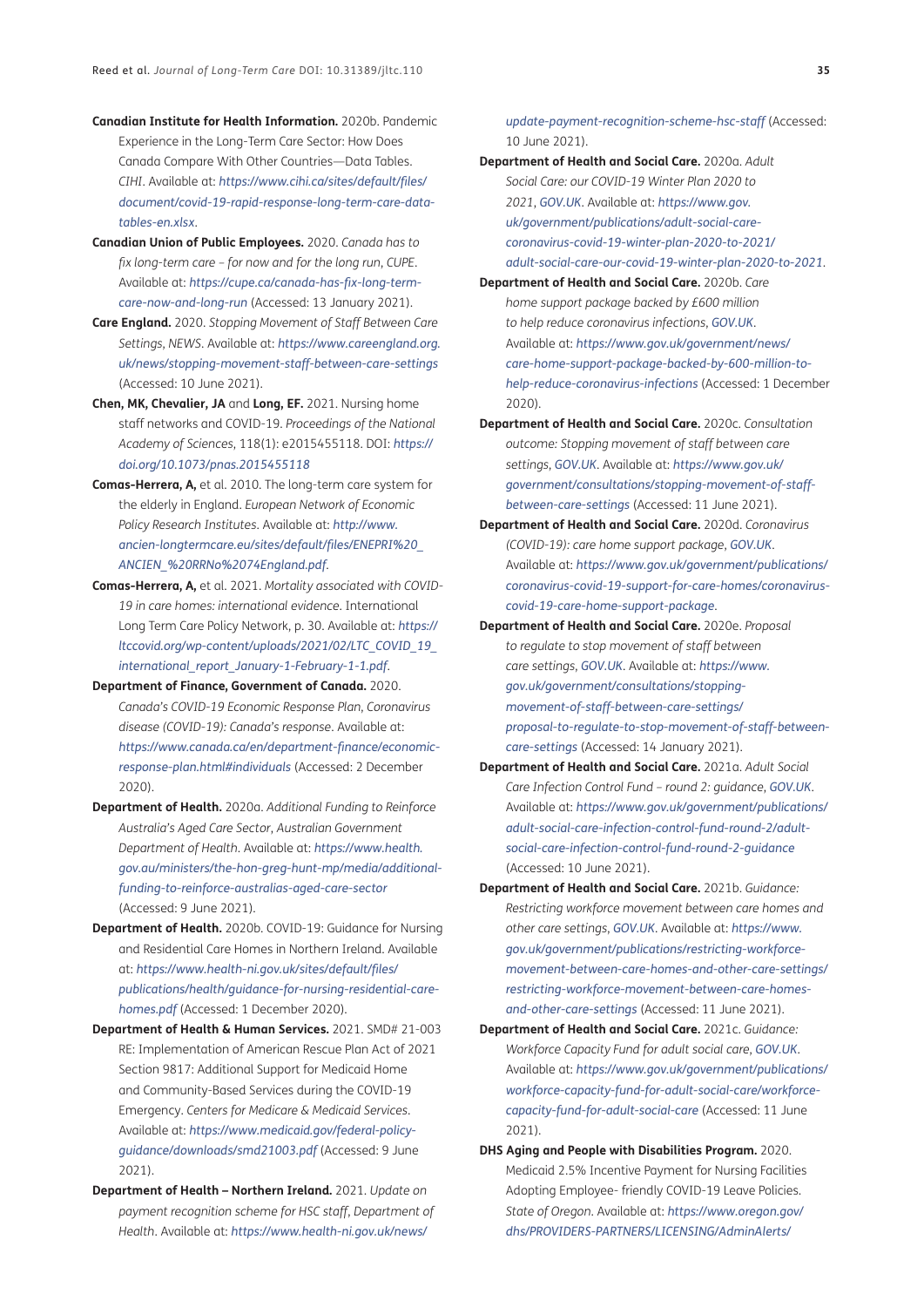**Canadian Institute for Health Information.** 2020b. Pandemic Experience in the Long-Term Care Sector: How Does Canada Compare With Other Countries—Data Tables. *CIHI*. Available at: *https://www.cihi.ca/sites/default/files/document/covid-19-rapid-response-long-term-care-data-tables-en.xlsx*.

**Canadian Union of Public Employees.** 2020. *Canada has to fix long-term care – for now and for the long run*, *CUPE*. Available at: *https://cupe.ca/canada-has-fix-long-term-care-now-and-long-run* (Accessed: 13 January 2021).

**Care England.** 2020. *Stopping Movement of Staff Between Care Settings*, *NEWS*. Available at: *https://www.careengland.org.uk/news/stopping-movement-staff-between-care-settings* (Accessed: 10 June 2021).

**Chen, MK, Chevalier, JA** and **Long, EF.** 2021. Nursing home staff networks and COVID-19. *Proceedings of the National Academy of Sciences*, 118(1): e2015455118. DOI: *https://doi.org/10.1073/pnas.2015455118*

**Comas-Herrera, A,** et al. 2010. The long-term care system for the elderly in England. *European Network of Economic Policy Research Institutes*. Available at: *http://www.ancien-longtermcare.eu/sites/default/files/ENEPRI%20_ANCIEN_%20RRNo%2074England.pdf*.

**Comas-Herrera, A,** et al. 2021. *Mortality associated with COVID-19 in care homes: international evidence*. International Long Term Care Policy Network, p. 30. Available at: *https://ltccovid.org/wp-content/uploads/2021/02/LTC_COVID_19_international_report_January-1-February-1-1.pdf*.

**Department of Finance, Government of Canada.** 2020. *Canada's COVID-19 Economic Response Plan*, *Coronavirus disease (COVID-19): Canada's response*. Available at: *https://www.canada.ca/en/department-finance/economic-response-plan.html#individuals* (Accessed: 2 December 2020).

**Department of Health.** 2020a. *Additional Funding to Reinforce Australia's Aged Care Sector*, *Australian Government Department of Health*. Available at: *https://www.health.gov.au/ministers/the-hon-greg-hunt-mp/media/additional-funding-to-reinforce-australias-aged-care-sector* (Accessed: 9 June 2021).

**Department of Health.** 2020b. COVID-19: Guidance for Nursing and Residential Care Homes in Northern Ireland. Available at: *https://www.health-ni.gov.uk/sites/default/files/publications/health/guidance-for-nursing-residential-care-homes.pdf* (Accessed: 1 December 2020).

**Department of Health & Human Services.** 2021. SMD# 21-003 RE: Implementation of American Rescue Plan Act of 2021 Section 9817: Additional Support for Medicaid Home and Community-Based Services during the COVID-19 Emergency. *Centers for Medicare & Medicaid Services*. Available at: *https://www.medicaid.gov/federal-policy-guidance/downloads/smd21003.pdf* (Accessed: 9 June 2021).

**Department of Health – Northern Ireland.** 2021. *Update on payment recognition scheme for HSC staff*, *Department of Health*. Available at: *https://www.health-ni.gov.uk/news/update-payment-recognition-scheme-hsc-staff* (Accessed: 10 June 2021).

**Department of Health and Social Care.** 2020a. *Adult Social Care: our COVID-19 Winter Plan 2020 to 2021*, *GOV.UK*. Available at: *https://www.gov.uk/government/publications/adult-social-care-coronavirus-covid-19-winter-plan-2020-to-2021/adult-social-care-our-covid-19-winter-plan-2020-to-2021*.

**Department of Health and Social Care.** 2020b. *Care home support package backed by £600 million to help reduce coronavirus infections*, *GOV.UK*. Available at: *https://www.gov.uk/government/news/care-home-support-package-backed-by-600-million-to-help-reduce-coronavirus-infections* (Accessed: 1 December 2020).

**Department of Health and Social Care.** 2020c. *Consultation outcome: Stopping movement of staff between care settings*, *GOV.UK*. Available at: *https://www.gov.uk/government/consultations/stopping-movement-of-staff-between-care-settings* (Accessed: 11 June 2021).

**Department of Health and Social Care.** 2020d. *Coronavirus (COVID-19): care home support package*, *GOV.UK*. Available at: *https://www.gov.uk/government/publications/coronavirus-covid-19-support-for-care-homes/coronavirus-covid-19-care-home-support-package*.

**Department of Health and Social Care.** 2020e. *Proposal to regulate to stop movement of staff between care settings*, *GOV.UK*. Available at: *https://www.gov.uk/government/consultations/stopping-movement-of-staff-between-care-settings/proposal-to-regulate-to-stop-movement-of-staff-between-care-settings* (Accessed: 14 January 2021).

**Department of Health and Social Care.** 2021a. *Adult Social Care Infection Control Fund – round 2: guidance*, *GOV.UK*. Available at: *https://www.gov.uk/government/publications/adult-social-care-infection-control-fund-round-2/adult-social-care-infection-control-fund-round-2-guidance* (Accessed: 10 June 2021).

**Department of Health and Social Care.** 2021b. *Guidance: Restricting workforce movement between care homes and other care settings*, *GOV.UK*. Available at: *https://www.gov.uk/government/publications/restricting-workforce-movement-between-care-homes-and-other-care-settings/restricting-workforce-movement-between-care-homes-and-other-care-settings* (Accessed: 11 June 2021).

**Department of Health and Social Care.** 2021c. *Guidance: Workforce Capacity Fund for adult social care*, *GOV.UK*. Available at: *https://www.gov.uk/government/publications/workforce-capacity-fund-for-adult-social-care/workforce-capacity-fund-for-adult-social-care* (Accessed: 11 June 2021).

**DHS Aging and People with Disabilities Program.** 2020. Medicaid 2.5% Incentive Payment for Nursing Facilities Adopting Employee- friendly COVID-19 Leave Policies. *State of Oregon*. Available at: *https://www.oregon.gov/dhs/PROVIDERS-PARTNERS/LICENSING/AdminAlerts/*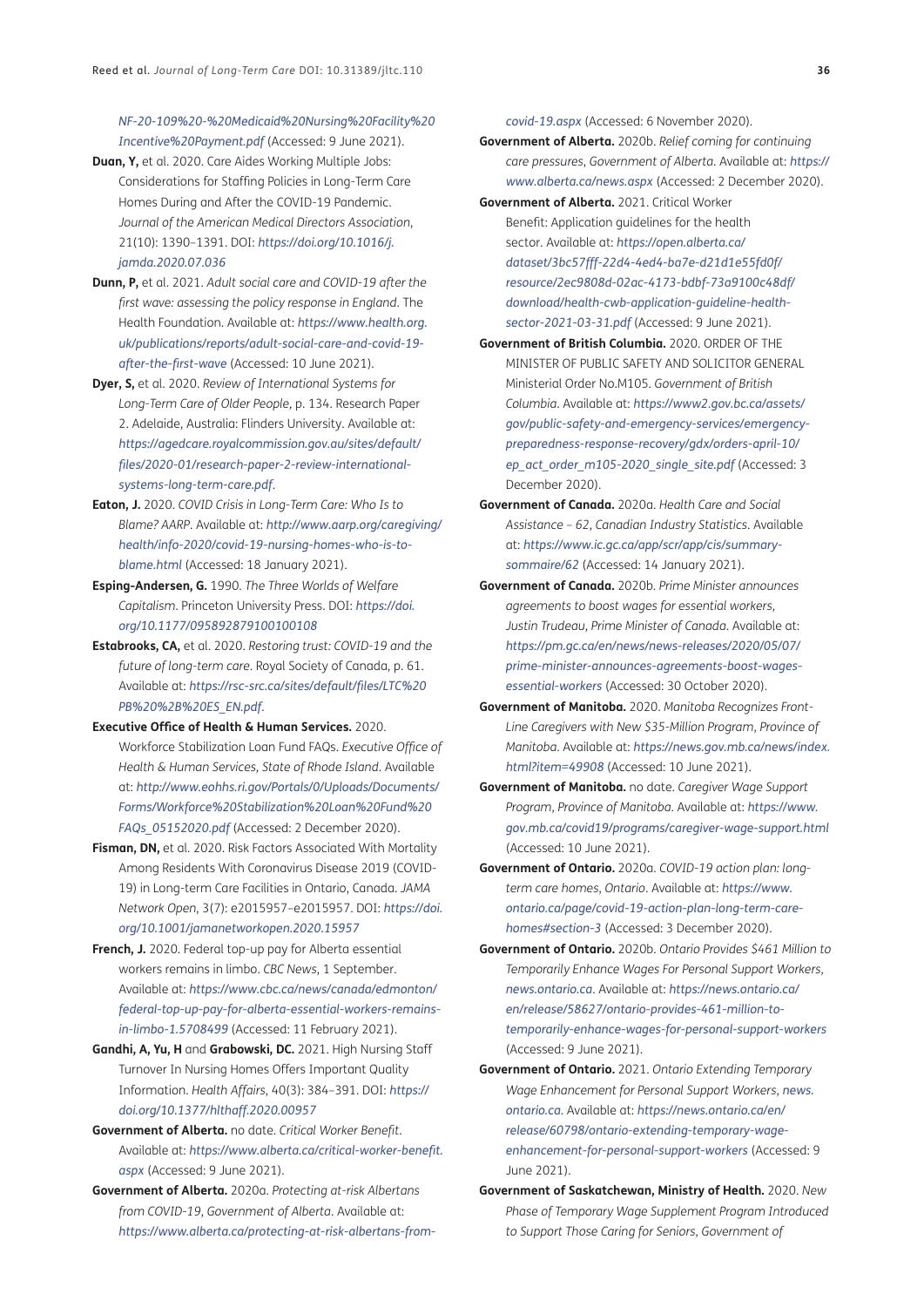*NF-20-109%20-%20Medicaid%20Nursing%20Facility%20Incentive%20Payment.pdf* (Accessed: 9 June 2021).

**Duan, Y,** et al. 2020. Care Aides Working Multiple Jobs: Considerations for Staffing Policies in Long-Term Care Homes During and After the COVID-19 Pandemic. *Journal of the American Medical Directors Association*, 21(10): 1390–1391. DOI: *https://doi.org/10.1016/j.jamda.2020.07.036*

**Dunn, P,** et al. 2021. *Adult social care and COVID-19 after the first wave: assessing the policy response in England*. The Health Foundation. Available at: *https://www.health.org.uk/publications/reports/adult-social-care-and-covid-19-after-the-first-wave* (Accessed: 10 June 2021).

**Dyer, S,** et al. 2020. *Review of International Systems for Long-Term Care of Older People*, p. 134. Research Paper 2. Adelaide, Australia: Flinders University. Available at: *https://agedcare.royalcommission.gov.au/sites/default/files/2020-01/research-paper-2-review-international-systems-long-term-care.pdf*.

**Eaton, J.** 2020. *COVID Crisis in Long-Term Care: Who Is to Blame? AARP*. Available at: *http://www.aarp.org/caregiving/health/info-2020/covid-19-nursing-homes-who-is-to-blame.html* (Accessed: 18 January 2021).

**Esping-Andersen, G.** 1990. *The Three Worlds of Welfare Capitalism*. Princeton University Press. DOI: *https://doi.org/10.1177/095892879100100108*

**Estabrooks, CA,** et al. 2020. *Restoring trust: COVID-19 and the future of long-term care*. Royal Society of Canada, p. 61. Available at: *https://rsc-src.ca/sites/default/files/LTC%20PB%20%2B%20ES_EN.pdf*.

**Executive Office of Health & Human Services.** 2020. Workforce Stabilization Loan Fund FAQs. *Executive Office of Health & Human Services, State of Rhode Island*. Available at: *http://www.eohhs.ri.gov/Portals/0/Uploads/Documents/Forms/Workforce%20Stabilization%20Loan%20Fund%20FAQs_05152020.pdf* (Accessed: 2 December 2020).

**Fisman, DN,** et al. 2020. Risk Factors Associated With Mortality Among Residents With Coronavirus Disease 2019 (COVID-19) in Long-term Care Facilities in Ontario, Canada. *JAMA Network Open*, 3(7): e2015957–e2015957. DOI: *https://doi.org/10.1001/jamanetworkopen.2020.15957*

**French, J.** 2020. Federal top-up pay for Alberta essential workers remains in limbo. *CBC News*, 1 September. Available at: *https://www.cbc.ca/news/canada/edmonton/federal-top-up-pay-for-alberta-essential-workers-remains-in-limbo-1.5708499* (Accessed: 11 February 2021).

**Gandhi, A, Yu, H** and **Grabowski, DC.** 2021. High Nursing Staff Turnover In Nursing Homes Offers Important Quality Information. *Health Affairs*, 40(3): 384–391. DOI: *https://doi.org/10.1377/hlthaff.2020.00957*

**Government of Alberta.** no date. *Critical Worker Benefit*. Available at: *https://www.alberta.ca/critical-worker-benefit.aspx* (Accessed: 9 June 2021).

**Government of Alberta.** 2020a. *Protecting at-risk Albertans from COVID-19*, *Government of Alberta*. Available at: *https://www.alberta.ca/protecting-at-risk-albertans-from-covid-19.aspx* (Accessed: 6 November 2020).

**Government of Alberta.** 2020b. *Relief coming for continuing care pressures*, *Government of Alberta*. Available at: *https://www.alberta.ca/news.aspx* (Accessed: 2 December 2020).

**Government of Alberta.** 2021. Critical Worker Benefit: Application guidelines for the health sector. Available at: *https://open.alberta.ca/dataset/3bc57fff-22d4-4ed4-ba7e-d21d1e55fd0f/resource/2ec9808d-02ac-4173-bdbf-73a9100c48df/download/health-cwb-application-guideline-health-sector-2021-03-31.pdf* (Accessed: 9 June 2021).

**Government of British Columbia.** 2020. ORDER OF THE MINISTER OF PUBLIC SAFETY AND SOLICITOR GENERAL Ministerial Order No.M105. *Government of British Columbia*. Available at: *https://www2.gov.bc.ca/assets/gov/public-safety-and-emergency-services/emergency-preparedness-response-recovery/gdx/orders-april-10/ep_act_order_m105-2020_single_site.pdf* (Accessed: 3 December 2020).

**Government of Canada.** 2020a. *Health Care and Social Assistance – 62*, *Canadian Industry Statistics*. Available at: *https://www.ic.gc.ca/app/scr/app/cis/summary-sommaire/62* (Accessed: 14 January 2021).

**Government of Canada.** 2020b. *Prime Minister announces agreements to boost wages for essential workers*, *Justin Trudeau, Prime Minister of Canada*. Available at: *https://pm.gc.ca/en/news/news-releases/2020/05/07/prime-minister-announces-agreements-boost-wages-essential-workers* (Accessed: 30 October 2020).

**Government of Manitoba.** 2020. *Manitoba Recognizes Front-Line Caregivers with New $35-Million Program*, *Province of Manitoba*. Available at: *https://news.gov.mb.ca/news/index.html?item=49908* (Accessed: 10 June 2021).

**Government of Manitoba.** no date. *Caregiver Wage Support Program*, *Province of Manitoba*. Available at: *https://www.gov.mb.ca/covid19/programs/caregiver-wage-support.html* (Accessed: 10 June 2021).

**Government of Ontario.** 2020a. *COVID-19 action plan: long-term care homes*, *Ontario*. Available at: *https://www.ontario.ca/page/covid-19-action-plan-long-term-care-homes#section-3* (Accessed: 3 December 2020).

**Government of Ontario.** 2020b. *Ontario Provides $461 Million to Temporarily Enhance Wages For Personal Support Workers*, *news.ontario.ca*. Available at: *https://news.ontario.ca/en/release/58627/ontario-provides-461-million-to-temporarily-enhance-wages-for-personal-support-workers* (Accessed: 9 June 2021).

**Government of Ontario.** 2021. *Ontario Extending Temporary Wage Enhancement for Personal Support Workers*, *news.ontario.ca*. Available at: *https://news.ontario.ca/en/release/60798/ontario-extending-temporary-wage-enhancement-for-personal-support-workers* (Accessed: 9 June 2021).

**Government of Saskatchewan, Ministry of Health.** 2020. *New Phase of Temporary Wage Supplement Program Introduced to Support Those Caring for Seniors*, *Government of*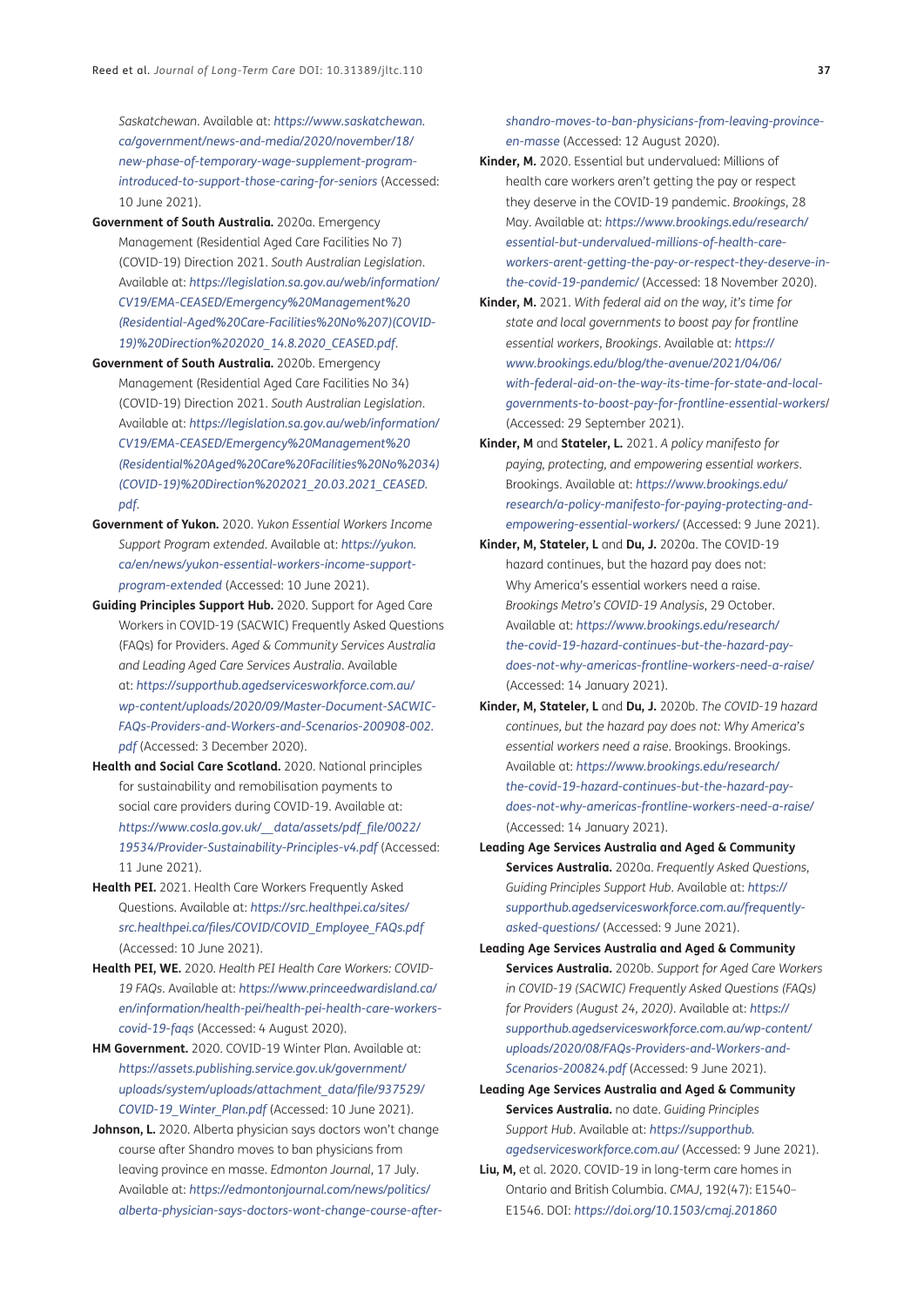Saskatchewan. Available at: *https://www.saskatchewan.ca/government/news-and-media/2020/november/18/new-phase-of-temporary-wage-supplement-program-introduced-to-support-those-caring-for-seniors* (Accessed: 10 June 2021).

**Government of South Australia.** 2020a. Emergency Management (Residential Aged Care Facilities No 7) (COVID-19) Direction 2021. *South Australian Legislation*. Available at: *https://legislation.sa.gov.au/web/information/CV19/EMA-CEASED/Emergency%20Management%20(Residential-Aged%20Care-Facilities%20No%207)(COVID-19)%20Direction%202020_14.8.2020_CEASED.pdf*.

**Government of South Australia.** 2020b. Emergency Management (Residential Aged Care Facilities No 34) (COVID-19) Direction 2021. *South Australian Legislation*. Available at: *https://legislation.sa.gov.au/web/information/CV19/EMA-CEASED/Emergency%20Management%20(Residential%20Aged%20Care%20Facilities%20No%2034)(COVID-19)%20Direction%202021_20.03.2021_CEASED.pdf*.

**Government of Yukon.** 2020. *Yukon Essential Workers Income Support Program extended*. Available at: *https://yukon.ca/en/news/yukon-essential-workers-income-support-program-extended* (Accessed: 10 June 2021).

**Guiding Principles Support Hub.** 2020. Support for Aged Care Workers in COVID-19 (SACWIC) Frequently Asked Questions (FAQs) for Providers. *Aged & Community Services Australia and Leading Aged Care Services Australia*. Available at: *https://supporthub.agedservicesworkforce.com.au/wp-content/uploads/2020/09/Master-Document-SACWIC-FAQs-Providers-and-Workers-and-Scenarios-200908-002.pdf* (Accessed: 3 December 2020).

**Health and Social Care Scotland.** 2020. National principles for sustainability and remobilisation payments to social care providers during COVID-19. Available at: *https://www.cosla.gov.uk/__data/assets/pdf_file/0022/19534/Provider-Sustainability-Principles-v4.pdf* (Accessed: 11 June 2021).

**Health PEI.** 2021. Health Care Workers Frequently Asked Questions. Available at: *https://src.healthpei.ca/sites/src.healthpei.ca/files/COVID/COVID_Employee_FAQs.pdf* (Accessed: 10 June 2021).

**Health PEI, WE.** 2020. *Health PEI Health Care Workers: COVID-19 FAQs*. Available at: *https://www.princeedwardisland.ca/en/information/health-pei/health-pei-health-care-workers-covid-19-faqs* (Accessed: 4 August 2020).

**HM Government.** 2020. COVID-19 Winter Plan. Available at: *https://assets.publishing.service.gov.uk/government/uploads/system/uploads/attachment_data/file/937529/COVID-19_Winter_Plan.pdf* (Accessed: 10 June 2021).

**Johnson, L.** 2020. Alberta physician says doctors won't change course after Shandro moves to ban physicians from leaving province en masse. *Edmonton Journal*, 17 July. Available at: *https://edmontonjournal.com/news/politics/alberta-physician-says-doctors-wont-change-course-after-shandro-moves-to-ban-physicians-from-leaving-province-en-masse* (Accessed: 12 August 2020).

**Kinder, M.** 2020. Essential but undervalued: Millions of health care workers aren't getting the pay or respect they deserve in the COVID-19 pandemic. *Brookings*, 28 May. Available at: *https://www.brookings.edu/research/essential-but-undervalued-millions-of-health-care-workers-arent-getting-the-pay-or-respect-they-deserve-in-the-covid-19-pandemic/* (Accessed: 18 November 2020).

**Kinder, M.** 2021. *With federal aid on the way, it's time for state and local governments to boost pay for frontline essential workers*, *Brookings*. Available at: *https://www.brookings.edu/blog/the-avenue/2021/04/06/with-federal-aid-on-the-way-its-time-for-state-and-local-governments-to-boost-pay-for-frontline-essential-workers/* (Accessed: 29 September 2021).

**Kinder, M** and **Stateler, L.** 2021. *A policy manifesto for paying, protecting, and empowering essential workers*. Brookings. Available at: *https://www.brookings.edu/research/a-policy-manifesto-for-paying-protecting-and-empowering-essential-workers/* (Accessed: 9 June 2021).

**Kinder, M, Stateler, L** and **Du, J.** 2020a. The COVID-19 hazard continues, but the hazard pay does not: Why America's essential workers need a raise. *Brookings Metro's COVID-19 Analysis*, 29 October. Available at: *https://www.brookings.edu/research/the-covid-19-hazard-continues-but-the-hazard-pay-does-not-why-americas-frontline-workers-need-a-raise/* (Accessed: 14 January 2021).

**Kinder, M, Stateler, L** and **Du, J.** 2020b. *The COVID-19 hazard continues, but the hazard pay does not: Why America's essential workers need a raise*. Brookings. Brookings. Available at: *https://www.brookings.edu/research/the-covid-19-hazard-continues-but-the-hazard-pay-does-not-why-americas-frontline-workers-need-a-raise/* (Accessed: 14 January 2021).

**Leading Age Services Australia and Aged & Community Services Australia.** 2020a. *Frequently Asked Questions*, *Guiding Principles Support Hub*. Available at: *https://supporthub.agedservicesworkforce.com.au/frequently-asked-questions/* (Accessed: 9 June 2021).

**Leading Age Services Australia and Aged & Community Services Australia.** 2020b. *Support for Aged Care Workers in COVID-19 (SACWIC) Frequently Asked Questions (FAQs) for Providers (August 24, 2020)*. Available at: *https://supporthub.agedservicesworkforce.com.au/wp-content/uploads/2020/08/FAQs-Providers-and-Workers-and-Scenarios-200824.pdf* (Accessed: 9 June 2021).

**Leading Age Services Australia and Aged & Community Services Australia.** no date. *Guiding Principles Support Hub*. Available at: *https://supporthub.agedservicesworkforce.com.au/* (Accessed: 9 June 2021).

**Liu, M,** et al. 2020. COVID-19 in long-term care homes in Ontario and British Columbia. *CMAJ*, 192(47): E1540–E1546. DOI: *https://doi.org/10.1503/cmaj.201860*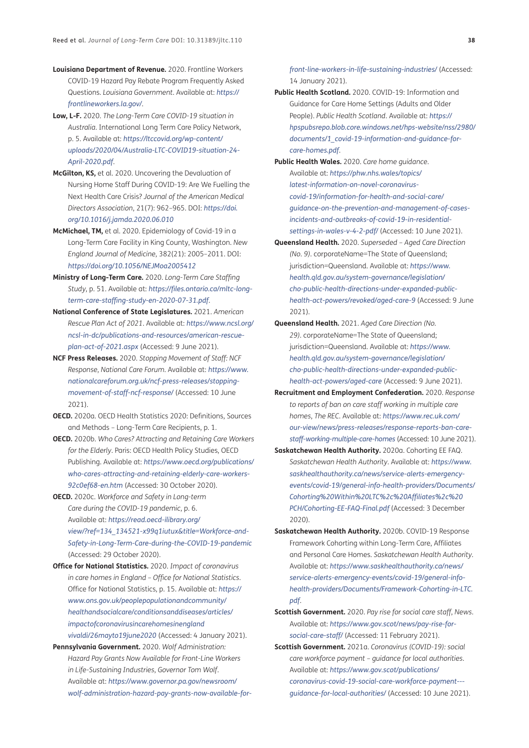**Louisiana Department of Revenue.** 2020. Frontline Workers COVID-19 Hazard Pay Rebate Program Frequently Asked Questions. *Louisiana Government*. Available at: *https://frontlineworkers.la.gov/*.

**Low, L-F.** 2020. *The Long-Term Care COVID-19 situation in Australia*. International Long Term Care Policy Network, p. 5. Available at: *https://ltccovid.org/wp-content/uploads/2020/04/Australia-LTC-COVID19-situation-24-April-2020.pdf*.

**McGilton, KS,** et al. 2020. Uncovering the Devaluation of Nursing Home Staff During COVID-19: Are We Fuelling the Next Health Care Crisis? *Journal of the American Medical Directors Association*, 21(7): 962–965. DOI: *https://doi.org/10.1016/j.jamda.2020.06.010*

**McMichael, TM,** et al. 2020. Epidemiology of Covid-19 in a Long-Term Care Facility in King County, Washington. *New England Journal of Medicine*, 382(21): 2005–2011. DOI: *https://doi.org/10.1056/NEJMoa2005412*

**Ministry of Long-Term Care.** 2020. *Long-Term Care Staffing Study*, p. 51. Available at: *https://files.ontario.ca/mltc-long-term-care-staffing-study-en-2020-07-31.pdf*.

**National Conference of State Legislatures.** 2021. *American Rescue Plan Act of 2021*. Available at: *https://www.ncsl.org/ncsl-in-dc/publications-and-resources/american-rescue-plan-act-of-2021.aspx* (Accessed: 9 June 2021).

**NCF Press Releases.** 2020. *Stopping Movement of Staff: NCF Response, National Care Forum*. Available at: *https://www.nationalcareforum.org.uk/ncf-press-releases/stopping-movement-of-staff-ncf-response/* (Accessed: 10 June 2021).

**OECD.** 2020a. OECD Health Statistics 2020: Definitions, Sources and Methods – Long-Term Care Recipients, p. 1.

**OECD.** 2020b. *Who Cares? Attracting and Retaining Care Workers for the Elderly*. Paris: OECD Health Policy Studies, OECD Publishing. Available at: *https://www.oecd.org/publications/who-cares-attracting-and-retaining-elderly-care-workers-92c0ef68-en.htm* (Accessed: 30 October 2020).

**OECD.** 2020c. *Workforce and Safety in Long-term Care during the COVID-19 pandemic*, p. 6. Available at: *https://read.oecd-ilibrary.org/view/?ref=134_134521-x99q1iutux&title=Workforce-and-Safety-in-Long-Term-Care-during-the-COVID-19-pandemic* (Accessed: 29 October 2020).

**Office for National Statistics.** 2020. *Impact of coronavirus in care homes in England – Office for National Statistics*. Office for National Statistics, p. 15. Available at: *https://www.ons.gov.uk/peoplepopulationandcommunity/healthandsocialcare/conditionsanddiseases/articles/impactofcoronavirusincarehomesinengland vivaldi/26mayto19june2020* (Accessed: 4 January 2021).

**Pennsylvania Government.** 2020. *Wolf Administration: Hazard Pay Grants Now Available for Front-Line Workers in Life-Sustaining Industries, Governor Tom Wolf*. Available at: *https://www.governor.pa.gov/newsroom/wolf-administration-hazard-pay-grants-now-available-for-front-line-workers-in-life-sustaining-industries/* (Accessed: 14 January 2021).

**Public Health Scotland.** 2020. COVID-19: Information and Guidance for Care Home Settings (Adults and Older People). *Public Health Scotland*. Available at: *https://hpspubsrepo.blob.core.windows.net/hps-website/nss/2980/documents/1_covid-19-information-and-guidance-for-care-homes.pdf*.

**Public Health Wales.** 2020. *Care home guidance*. Available at: *https://phw.nhs.wales/topics/latest-information-on-novel-coronavirus-covid-19/information-for-health-and-social-care/guidance-on-the-prevention-and-management-of-cases-incidents-and-outbreaks-of-covid-19-in-residential-settings-in-wales-v-4-2-pdf/* (Accessed: 10 June 2021).

**Queensland Health.** 2020. *Superseded – Aged Care Direction (No. 9)*. corporateName=The State of Queensland; jurisdiction=Queensland. Available at: *https://www.health.qld.gov.au/system-governance/legislation/cho-public-health-directions-under-expanded-public-health-act-powers/revoked/aged-care-9* (Accessed: 9 June 2021).

**Queensland Health.** 2021. *Aged Care Direction (No. 29)*. corporateName=The State of Queensland; jurisdiction=Queensland. Available at: *https://www.health.qld.gov.au/system-governance/legislation/cho-public-health-directions-under-expanded-public-health-act-powers/aged-care* (Accessed: 9 June 2021).

**Recruitment and Employment Confederation.** 2020. *Response to reports of ban on care staff working in multiple care homes, The REC*. Available at: *https://www.rec.uk.com/our-view/news/press-releases/response-reports-ban-care-staff-working-multiple-care-homes* (Accessed: 10 June 2021).

**Saskatchewan Health Authority.** 2020a. Cohorting EE FAQ. *Saskatchewan Health Authority*. Available at: *https://www.saskhealthauthority.ca/news/service-alerts-emergency-events/covid-19/general-info-health-providers/Documents/Cohorting%20Within%20LTC%2c%20Affiliates%2c%20PCH/Cohorting-EE-FAQ-Final.pdf* (Accessed: 3 December 2020).

**Saskatchewan Health Authority.** 2020b. COVID-19 Response Framework Cohorting within Long-Term Care, Affiliates and Personal Care Homes. *Saskatchewan Health Authority*. Available at: *https://www.saskhealthauthority.ca/news/service-alerts-emergency-events/covid-19/general-info-health-providers/Documents/Framework-Cohorting-in-LTC.pdf*.

**Scottish Government.** 2020. *Pay rise for social care staff*, *News*. Available at: *https://www.gov.scot/news/pay-rise-for-social-care-staff/* (Accessed: 11 February 2021).

**Scottish Government.** 2021a. *Coronavirus (COVID-19): social care workforce payment – guidance for local authorities*. Available at: *https://www.gov.scot/publications/coronavirus-covid-19-social-care-workforce-payment---guidance-for-local-authorities/* (Accessed: 10 June 2021).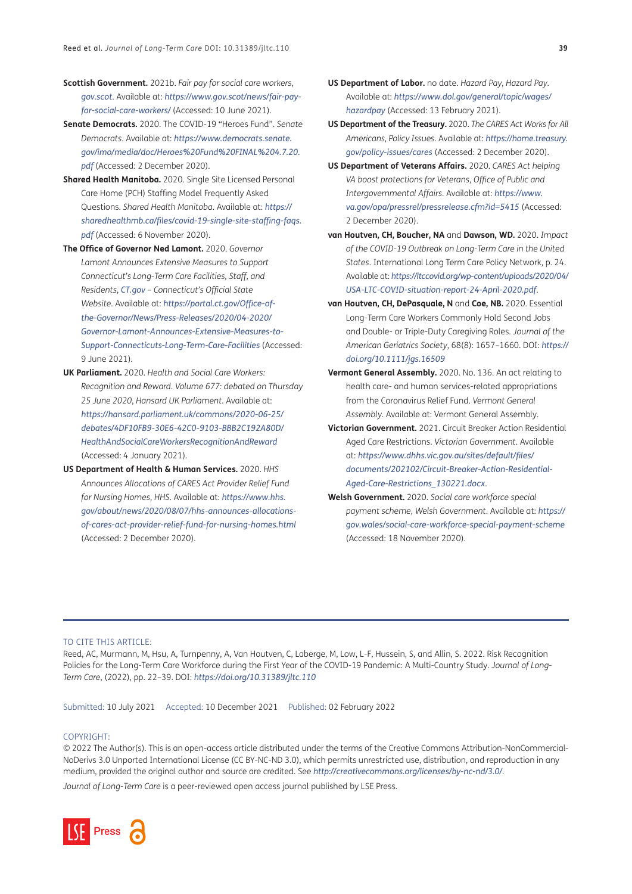**Scottish Government.** 2021b. *Fair pay for social care workers*, *gov.scot*. Available at: *https://www.gov.scot/news/fair-pay-for-social-care-workers/* (Accessed: 10 June 2021).

**Senate Democrats.** 2020. The COVID-19 "Heroes Fund". *Senate Democrats*. Available at: *https://www.democrats.senate.gov/imo/media/doc/Heroes%20Fund%20FINAL%204.7.20.pdf* (Accessed: 2 December 2020).

**Shared Health Manitoba.** 2020. Single Site Licensed Personal Care Home (PCH) Staffing Model Frequently Asked Questions. *Shared Health Manitoba*. Available at: *https://sharedhealthmb.ca/files/covid-19-single-site-staffing-faqs.pdf* (Accessed: 6 November 2020).

**The Office of Governor Ned Lamont.** 2020. *Governor Lamont Announces Extensive Measures to Support Connecticut's Long-Term Care Facilities, Staff, and Residents*, *CT.gov – Connecticut's Official State Website*. Available at: *https://portal.ct.gov/Office-of-the-Governor/News/Press-Releases/2020/04-2020/Governor-Lamont-Announces-Extensive-Measures-to-Support-Connecticuts-Long-Term-Care-Facilities* (Accessed: 9 June 2021).

**UK Parliament.** 2020. *Health and Social Care Workers: Recognition and Reward. Volume 677: debated on Thursday 25 June 2020*, *Hansard UK Parliament*. Available at: *https://hansard.parliament.uk/commons/2020-06-25/debates/4DF10FB9-30E6-42C0-9103-BBB2C192A80D/HealthAndSocialCareWorkersRecognitionAndReward* (Accessed: 4 January 2021).

**US Department of Health & Human Services.** 2020. *HHS Announces Allocations of CARES Act Provider Relief Fund for Nursing Homes*, *HHS*. Available at: *https://www.hhs.gov/about/news/2020/08/07/hhs-announces-allocations-of-cares-act-provider-relief-fund-for-nursing-homes.html* (Accessed: 2 December 2020).

**US Department of Labor.** no date. *Hazard Pay*, *Hazard Pay*. Available at: *https://www.dol.gov/general/topic/wages/hazardpay* (Accessed: 13 February 2021).

**US Department of the Treasury.** 2020. *The CARES Act Works for All Americans*, *Policy Issues*. Available at: *https://home.treasury.gov/policy-issues/cares* (Accessed: 2 December 2020).

**US Department of Veterans Affairs.** 2020. *CARES Act helping VA boost protections for Veterans*, *Office of Public and Intergovernmental Affairs*. Available at: *https://www.va.gov/opa/pressrel/pressrelease.cfm?id=5415* (Accessed: 2 December 2020).

**van Houtven, CH, Boucher, NA** and **Dawson, WD.** 2020. *Impact of the COVID-19 Outbreak on Long-Term Care in the United States*. International Long Term Care Policy Network, p. 24. Available at: *https://ltccovid.org/wp-content/uploads/2020/04/USA-LTC-COVID-situation-report-24-April-2020.pdf*.

**van Houtven, CH, DePasquale, N** and **Coe, NB.** 2020. Essential Long-Term Care Workers Commonly Hold Second Jobs and Double- or Triple-Duty Caregiving Roles. *Journal of the American Geriatrics Society*, 68(8): 1657–1660. DOI: *https://doi.org/10.1111/jgs.16509*

**Vermont General Assembly.** 2020. No. 136. An act relating to health care- and human services-related appropriations from the Coronavirus Relief Fund. *Vermont General Assembly*. Available at: Vermont General Assembly.

**Victorian Government.** 2021. Circuit Breaker Action Residential Aged Care Restrictions. *Victorian Government*. Available at: *https://www.dhhs.vic.gov.au/sites/default/files/documents/202102/Circuit-Breaker-Action-Residential-Aged-Care-Restrictions_130221.docx*.

**Welsh Government.** 2020. *Social care workforce special payment scheme*, *Welsh Government*. Available at: *https://gov.wales/social-care-workforce-special-payment-scheme* (Accessed: 18 November 2020).

---

TO CITE THIS ARTICLE:

Reed, AC, Murmann, M, Hsu, A, Turnpenny, A, Van Houtven, C, Laberge, M, Low, L-F, Hussein, S, and Allin, S. 2022. Risk Recognition Policies for the Long-Term Care Workforce during the First Year of the COVID-19 Pandemic: A Multi-Country Study. *Journal of Long-Term Care*, (2022), pp. 22–39. DOI: *https://doi.org/10.31389/jltc.110*

Submitted: 10 July 2021  Accepted: 10 December 2021  Published: 02 February 2022

COPYRIGHT:

© 2022 The Author(s). This is an open-access article distributed under the terms of the Creative Commons Attribution-NonCommercial-NoDerivs 3.0 Unported International License (CC BY-NC-ND 3.0), which permits unrestricted use, distribution, and reproduction in any medium, provided the original author and source are credited. See *http://creativecommons.org/licenses/by-nc-nd/3.0/*.

*Journal of Long-Term Care* is a peer-reviewed open access journal published by LSE Press.